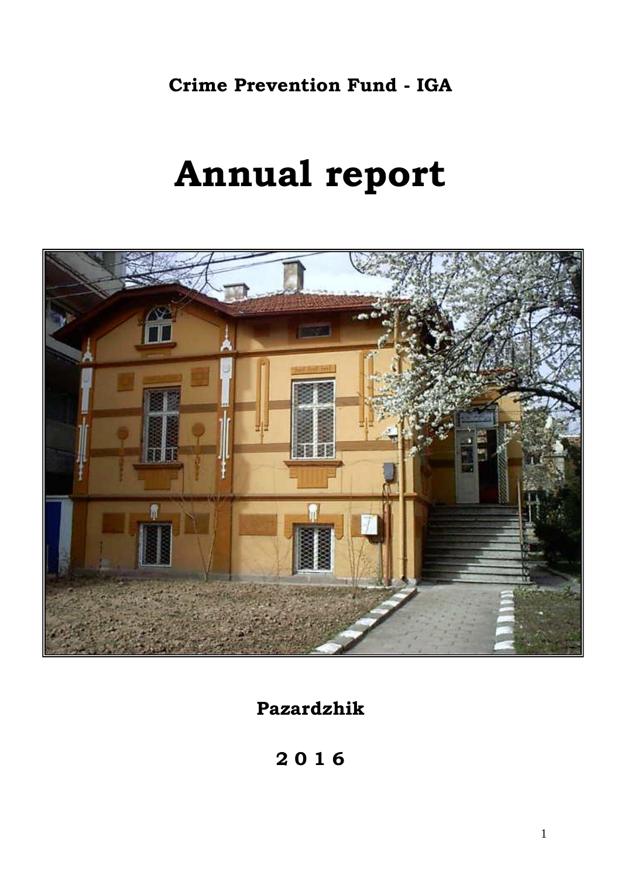**Crime Prevention Fund - IGA**

# Annual report

**Pazardzhik**

**2 0 1 6**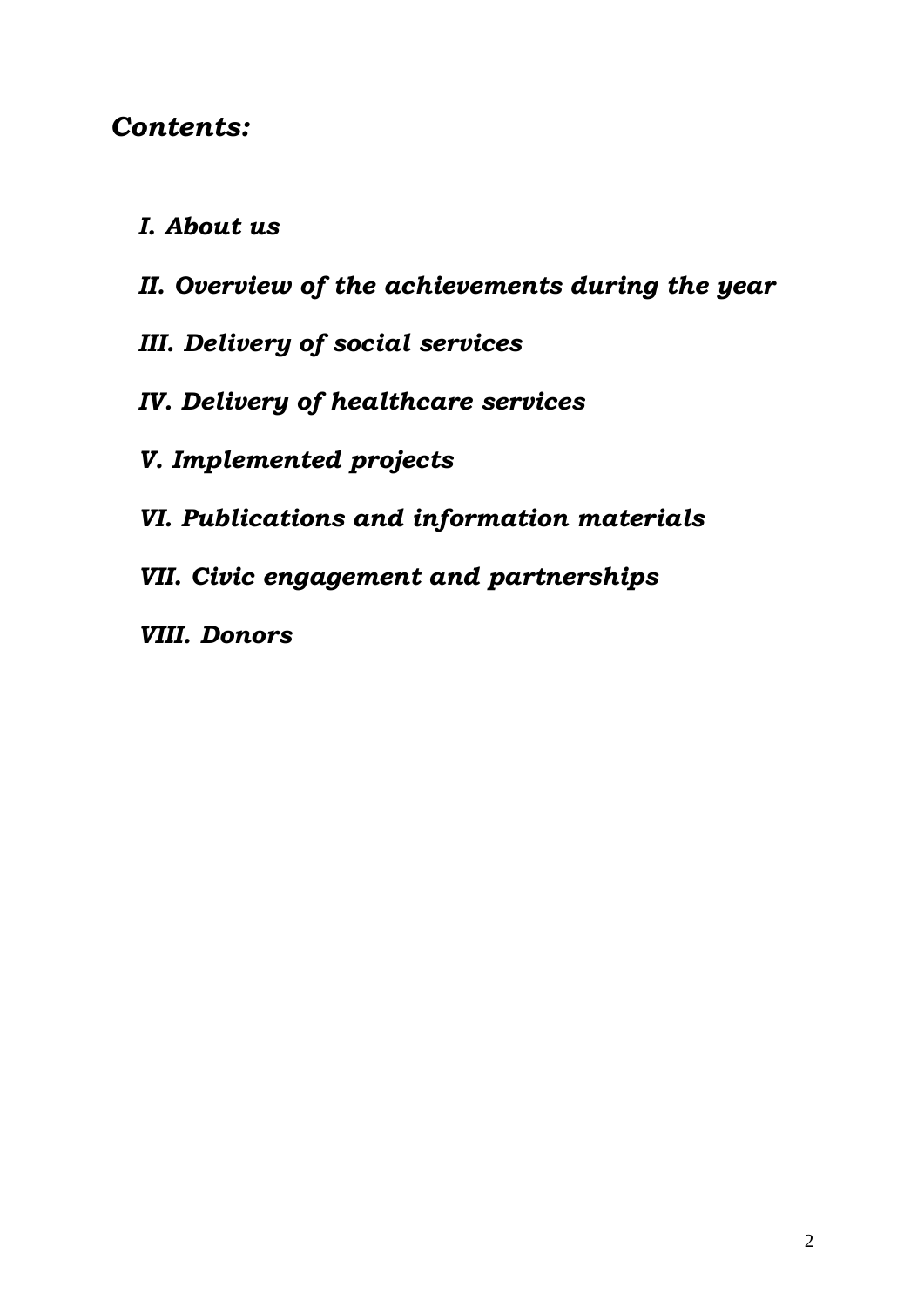## *Contents:*

*I. About us*

*II. Overview of the achievements during the year*

*III. Delivery of social services*

*IV. Delivery of healthcare services*

*V. Implemented projects*

*VI. Publications and information materials*

*VII. Civic engagement and partnerships*

*VIII. Donors*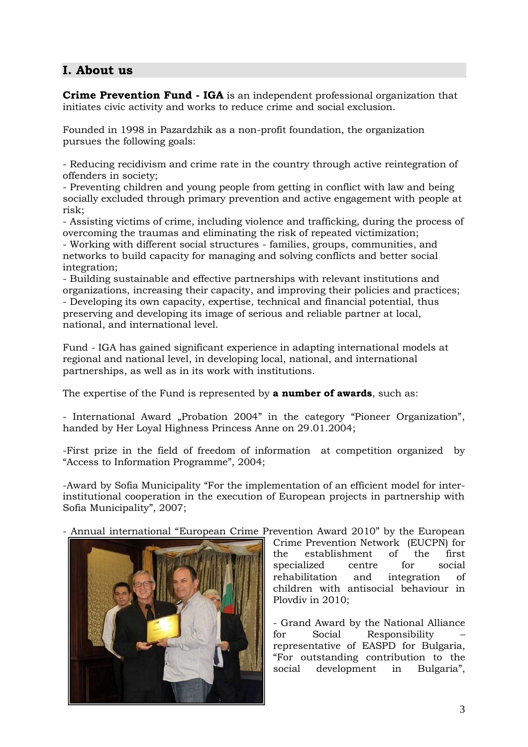## I. About us

**Crime Prevention Fund - IGA** is an independent professional organization that initiates civic activity and works to reduce crime and social exclusion.

Founded in 1998 in Pazardzhik as a non-profit foundation, the organization pursues the following goals:

- Reducing recidivism and crime rate in the country through active reintegration of offenders in society;
- Preventing children and young people from getting in conflict with law and being socially excluded through primary prevention and active engagement with people at risk;
- Assisting victims of crime, including violence and trafficking, during the process of overcoming the traumas and eliminating the risk of repeated victimization;
- Working with different social structures - families, groups, communities, and networks to build capacity for managing and solving conflicts and better social integration;
- Building sustainable and effective partnerships with relevant institutions and organizations, increasing their capacity, and improving their policies and practices;
- Developing its own capacity, expertise, technical and financial potential, thus preserving and developing its image of serious and reliable partner at local, national, and international level.

Fund - IGA has gained significant experience in adapting international models at regional and national level, in developing local, national, and international partnerships, as well as in its work with institutions.

The expertise of the Fund is represented by **a number of awards**, such as:

- International Award „Probation 2004" in the category "Pioneer Organization", handed by Her Loyal Highness Princess Anne on 29.01.2004;

-First prize in the field of freedom of information at competition organized by "Access to Information Programme", 2004;

-Award by Sofia Municipality "For the implementation of an efficient model for inter-institutional cooperation in the execution of European projects in partnership with Sofia Municipality", 2007;

- Annual international "European Crime Prevention Award 2010" by the European Crime Prevention Network (EUCPN) for the establishment of the first specialized centre for social rehabilitation and integration of children with antisocial behaviour in Plovdiv in 2010;

- Grand Award by the National Alliance for Social Responsibility – representative of EASPD for Bulgaria, "For outstanding contribution to the social development in Bulgaria",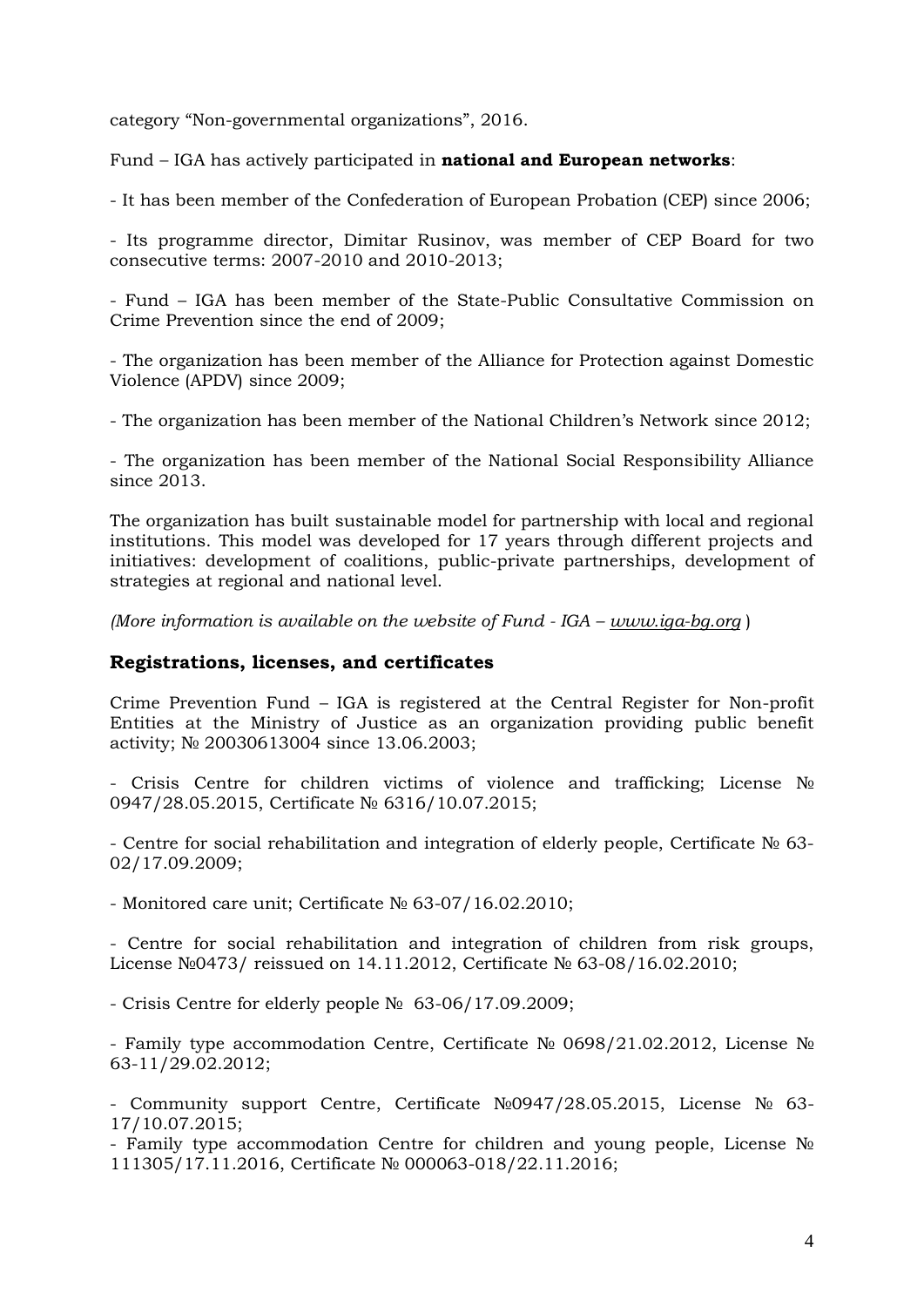category "Non-governmental organizations", 2016.

Fund – IGA has actively participated in **national and European networks**:

- It has been member of the Confederation of European Probation (CEP) since 2006;

- Its programme director, Dimitar Rusinov, was member of CEP Board for two consecutive terms: 2007-2010 and 2010-2013;

- Fund – IGA has been member of the State-Public Consultative Commission on Crime Prevention since the end of 2009;

- The organization has been member of the Alliance for Protection against Domestic Violence (APDV) since 2009;

- The organization has been member of the National Children's Network since 2012;

- The organization has been member of the National Social Responsibility Alliance since 2013.

The organization has built sustainable model for partnership with local and regional institutions. This model was developed for 17 years through different projects and initiatives: development of coalitions, public-private partnerships, development of strategies at regional and national level.

*(More information is available on the website of Fund - IGA – www.iga-bg.org )*

## Registrations, licenses, and certificates

Crime Prevention Fund – IGA is registered at the Central Register for Non-profit Entities at the Ministry of Justice as an organization providing public benefit activity; № 20030613004 since 13.06.2003;

- Crisis Centre for children victims of violence and trafficking; License № 0947/28.05.2015, Certificate № 6316/10.07.2015;

- Centre for social rehabilitation and integration of elderly people, Certificate № 63-02/17.09.2009;

- Monitored care unit; Certificate № 63-07/16.02.2010;

- Centre for social rehabilitation and integration of children from risk groups, License №0473/ reissued on 14.11.2012, Certificate № 63-08/16.02.2010;

- Crisis Centre for elderly people № 63-06/17.09.2009;

- Family type accommodation Centre, Certificate № 0698/21.02.2012, License № 63-11/29.02.2012;

- Community support Centre, Certificate №0947/28.05.2015, License № 63-17/10.07.2015;

- Family type accommodation Centre for children and young people, License № 111305/17.11.2016, Certificate № 000063-018/22.11.2016;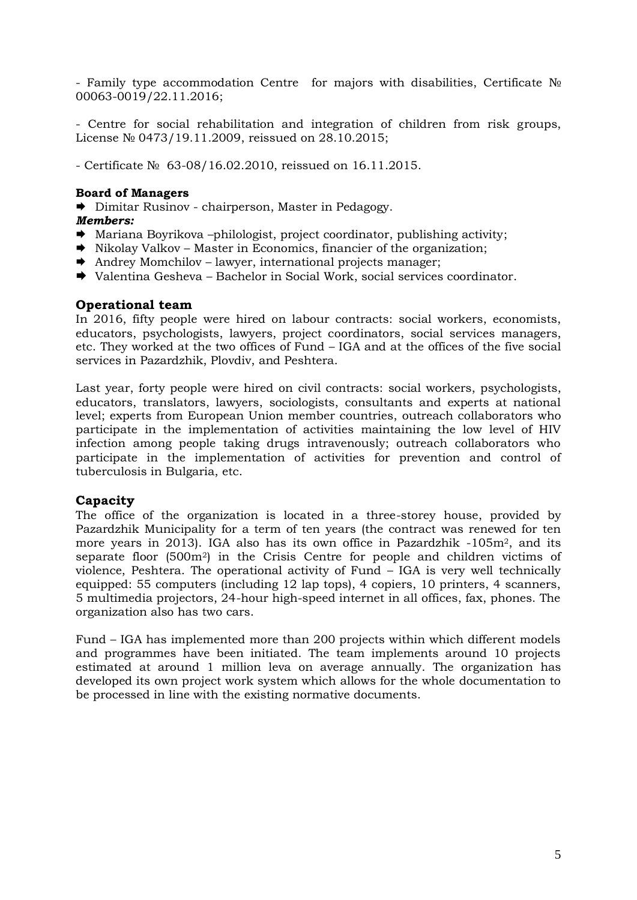- Family type accommodation Centre for majors with disabilities, Certificate № 00063-0019/22.11.2016;

- Centre for social rehabilitation and integration of children from risk groups, License № 0473/19.11.2009, reissued on 28.10.2015;

- Certificate № 63-08/16.02.2010, reissued on 16.11.2015.

**Board of Managers**

- Dimitar Rusinov - chairperson, Master in Pedagogy.

***Members:***

- Mariana Boyrikova –philologist, project coordinator, publishing activity;
- Nikolay Valkov – Master in Economics, financier of the organization;
- Andrey Momchilov – lawyer, international projects manager;
- Valentina Gesheva – Bachelor in Social Work, social services coordinator.

## Operational team

In 2016, fifty people were hired on labour contracts: social workers, economists, educators, psychologists, lawyers, project coordinators, social services managers, etc. They worked at the two offices of Fund – IGA and at the offices of the five social services in Pazardzhik, Plovdiv, and Peshtera.

Last year, forty people were hired on civil contracts: social workers, psychologists, educators, translators, lawyers, sociologists, consultants and experts at national level; experts from European Union member countries, outreach collaborators who participate in the implementation of activities maintaining the low level of HIV infection among people taking drugs intravenously; outreach collaborators who participate in the implementation of activities for prevention and control of tuberculosis in Bulgaria, etc.

## Capacity

The office of the organization is located in a three-storey house, provided by Pazardzhik Municipality for a term of ten years (the contract was renewed for ten more years in 2013). IGA also has its own office in Pazardzhik -105m$^2$, and its separate floor (500m$^2$) in the Crisis Centre for people and children victims of violence, Peshtera. The operational activity of Fund – IGA is very well technically equipped: 55 computers (including 12 lap tops), 4 copiers, 10 printers, 4 scanners, 5 multimedia projectors, 24-hour high-speed internet in all offices, fax, phones. The organization also has two cars.

Fund – IGA has implemented more than 200 projects within which different models and programmes have been initiated. The team implements around 10 projects estimated at around 1 million leva on average annually. The organization has developed its own project work system which allows for the whole documentation to be processed in line with the existing normative documents.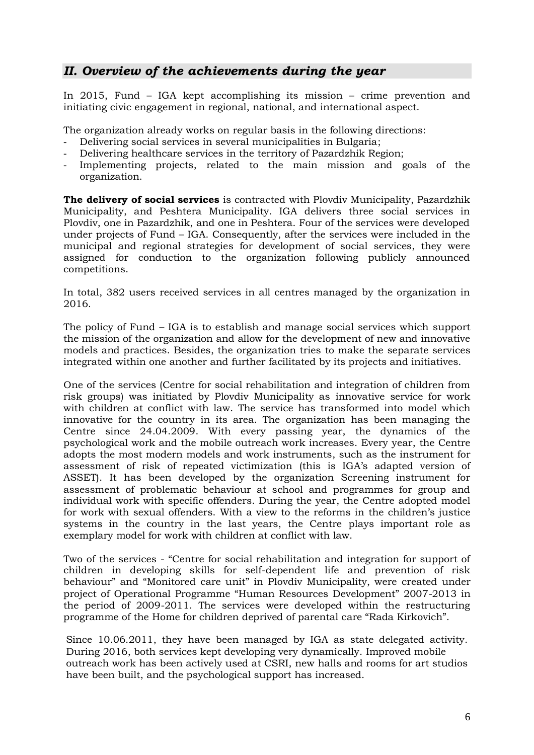## *II. Overview of the achievements during the year*

In 2015, Fund – IGA kept accomplishing its mission – crime prevention and initiating civic engagement in regional, national, and international aspect.

The organization already works on regular basis in the following directions:

- Delivering social services in several municipalities in Bulgaria;
- Delivering healthcare services in the territory of Pazardzhik Region;
- Implementing projects, related to the main mission and goals of the organization.

**The delivery of social services** is contracted with Plovdiv Municipality, Pazardzhik Municipality, and Peshtera Municipality. IGA delivers three social services in Plovdiv, one in Pazardzhik, and one in Peshtera. Four of the services were developed under projects of Fund – IGA. Consequently, after the services were included in the municipal and regional strategies for development of social services, they were assigned for conduction to the organization following publicly announced competitions.

In total, 382 users received services in all centres managed by the organization in 2016.

The policy of Fund – IGA is to establish and manage social services which support the mission of the organization and allow for the development of new and innovative models and practices. Besides, the organization tries to make the separate services integrated within one another and further facilitated by its projects and initiatives.

One of the services (Centre for social rehabilitation and integration of children from risk groups) was initiated by Plovdiv Municipality as innovative service for work with children at conflict with law. The service has transformed into model which innovative for the country in its area. The organization has been managing the Centre since 24.04.2009. With every passing year, the dynamics of the psychological work and the mobile outreach work increases. Every year, the Centre adopts the most modern models and work instruments, such as the instrument for assessment of risk of repeated victimization (this is IGA's adapted version of ASSET). It has been developed by the organization Screening instrument for assessment of problematic behaviour at school and programmes for group and individual work with specific offenders. During the year, the Centre adopted model for work with sexual offenders. With a view to the reforms in the children's justice systems in the country in the last years, the Centre plays important role as exemplary model for work with children at conflict with law.

Two of the services - "Centre for social rehabilitation and integration for support of children in developing skills for self-dependent life and prevention of risk behaviour" and "Monitored care unit" in Plovdiv Municipality, were created under project of Operational Programme "Human Resources Development" 2007-2013 in the period of 2009-2011. The services were developed within the restructuring programme of the Home for children deprived of parental care "Rada Kirkovich".

Since 10.06.2011, they have been managed by IGA as state delegated activity. During 2016, both services kept developing very dynamically. Improved mobile outreach work has been actively used at CSRI, new halls and rooms for art studios have been built, and the psychological support has increased.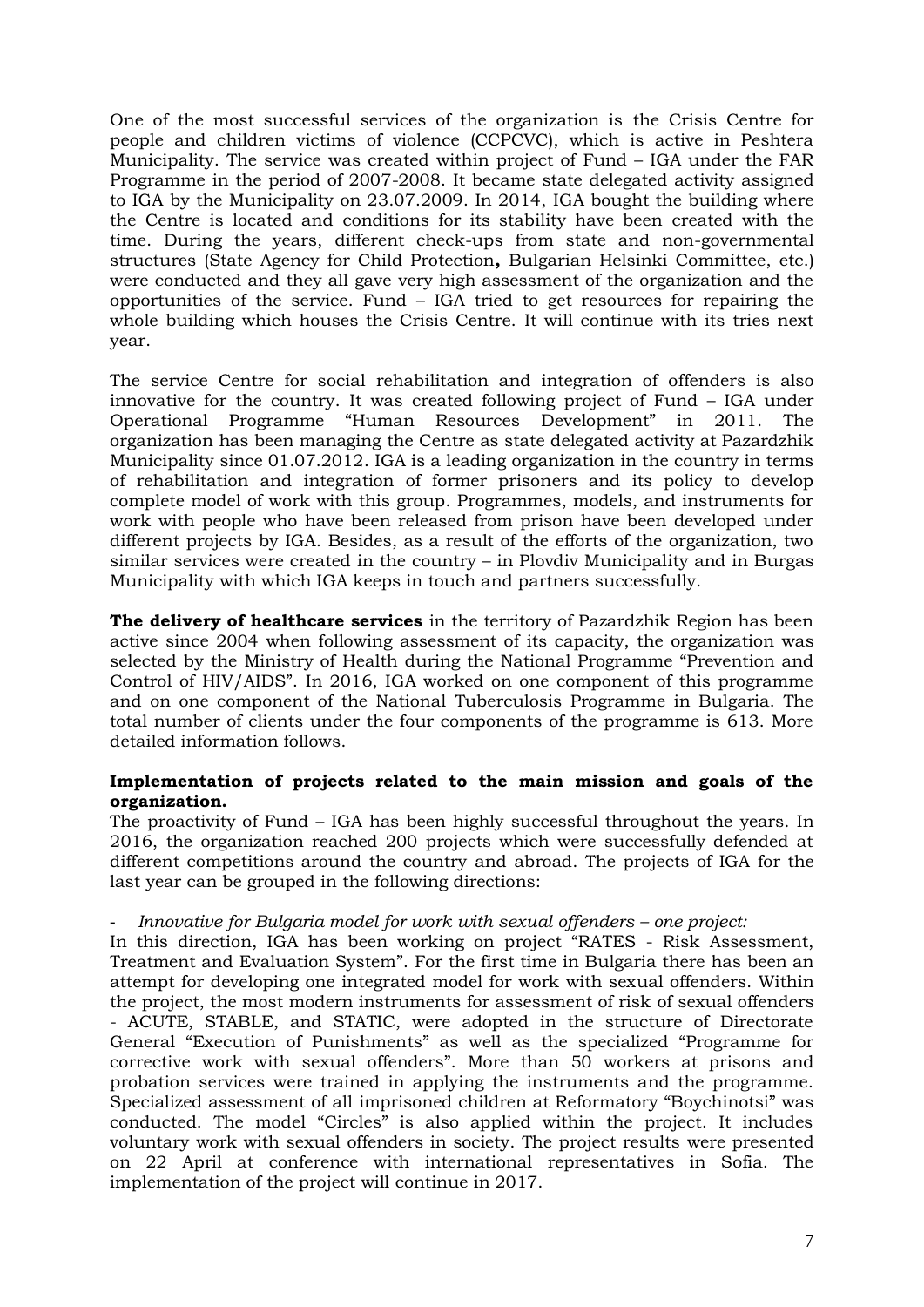One of the most successful services of the organization is the Crisis Centre for people and children victims of violence (CCPCVC), which is active in Peshtera Municipality. The service was created within project of Fund – IGA under the FAR Programme in the period of 2007-2008. It became state delegated activity assigned to IGA by the Municipality on 23.07.2009. In 2014, IGA bought the building where the Centre is located and conditions for its stability have been created with the time. During the years, different check-ups from state and non-governmental structures (State Agency for Child Protection**,** Bulgarian Helsinki Committee, etc.) were conducted and they all gave very high assessment of the organization and the opportunities of the service. Fund – IGA tried to get resources for repairing the whole building which houses the Crisis Centre. It will continue with its tries next year.

The service Centre for social rehabilitation and integration of offenders is also innovative for the country. It was created following project of Fund – IGA under Operational Programme "Human Resources Development" in 2011. The organization has been managing the Centre as state delegated activity at Pazardzhik Municipality since 01.07.2012. IGA is a leading organization in the country in terms of rehabilitation and integration of former prisoners and its policy to develop complete model of work with this group. Programmes, models, and instruments for work with people who have been released from prison have been developed under different projects by IGA. Besides, as a result of the efforts of the organization, two similar services were created in the country – in Plovdiv Municipality and in Burgas Municipality with which IGA keeps in touch and partners successfully.

**The delivery of healthcare services** in the territory of Pazardzhik Region has been active since 2004 when following assessment of its capacity, the organization was selected by the Ministry of Health during the National Programme "Prevention and Control of HIV/AIDS". In 2016, IGA worked on one component of this programme and on one component of the National Tuberculosis Programme in Bulgaria. The total number of clients under the four components of the programme is 613. More detailed information follows.

**Implementation of projects related to the main mission and goals of the organization.**

The proactivity of Fund – IGA has been highly successful throughout the years. In 2016, the organization reached 200 projects which were successfully defended at different competitions around the country and abroad. The projects of IGA for the last year can be grouped in the following directions:

- *Innovative for Bulgaria model for work with sexual offenders – one project:*

In this direction, IGA has been working on project "RATES - Risk Assessment, Treatment and Evaluation System". For the first time in Bulgaria there has been an attempt for developing one integrated model for work with sexual offenders. Within the project, the most modern instruments for assessment of risk of sexual offenders - ACUTE, STABLE, and STATIC, were adopted in the structure of Directorate General "Execution of Punishments" as well as the specialized "Programme for corrective work with sexual offenders". More than 50 workers at prisons and probation services were trained in applying the instruments and the programme. Specialized assessment of all imprisoned children at Reformatory "Boychinotsi" was conducted. The model "Circles" is also applied within the project. It includes voluntary work with sexual offenders in society. The project results were presented on 22 April at conference with international representatives in Sofia. The implementation of the project will continue in 2017.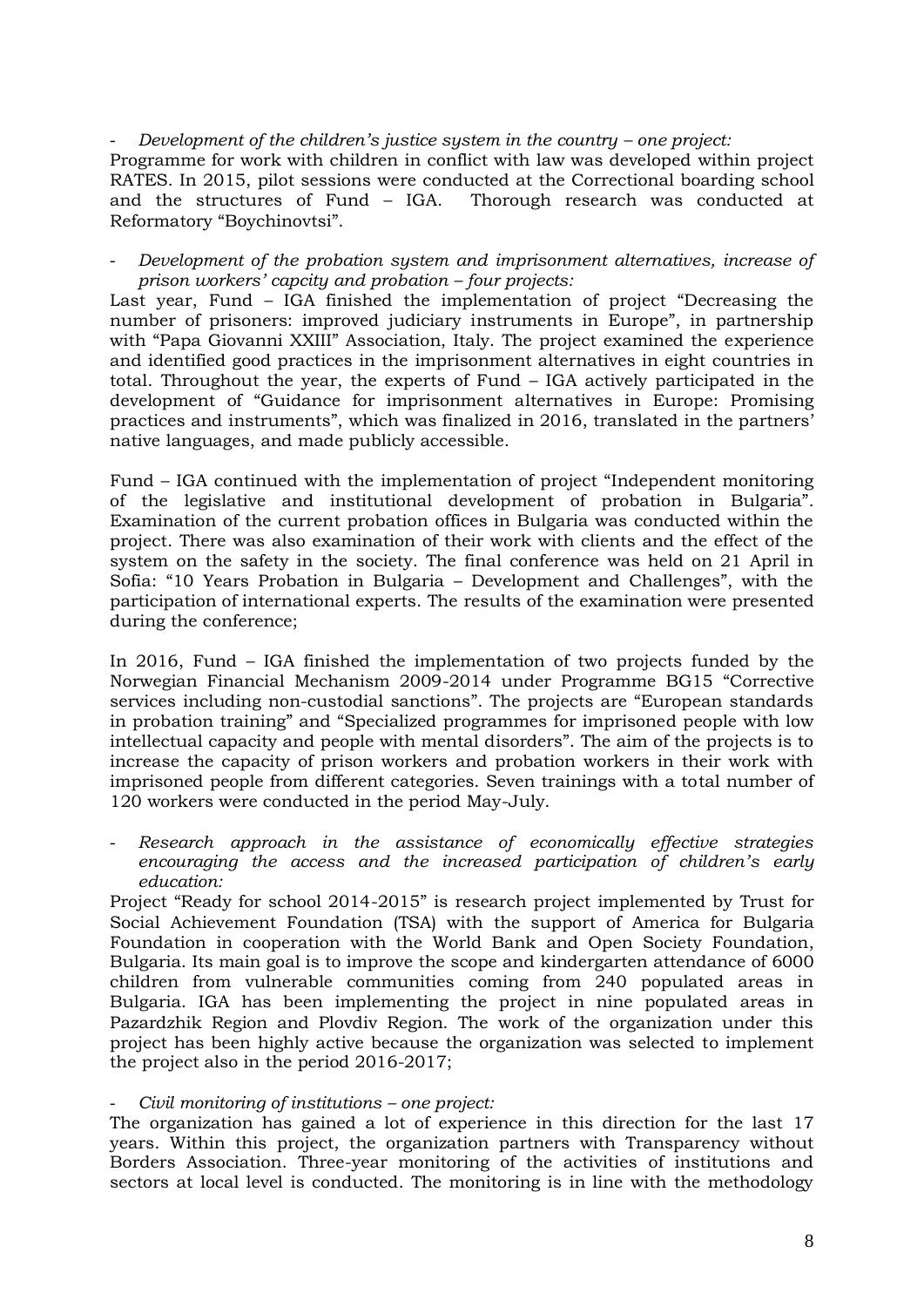- *Development of the children's justice system in the country – one project:*

Programme for work with children in conflict with law was developed within project RATES. In 2015, pilot sessions were conducted at the Correctional boarding school and the structures of Fund – IGA. Thorough research was conducted at Reformatory "Boychinovtsi".

- *Development of the probation system and imprisonment alternatives, increase of prison workers' capcity and probation – four projects:*

Last year, Fund – IGA finished the implementation of project "Decreasing the number of prisoners: improved judiciary instruments in Europe", in partnership with "Papa Giovanni XXIII" Association, Italy. The project examined the experience and identified good practices in the imprisonment alternatives in eight countries in total. Throughout the year, the experts of Fund – IGA actively participated in the development of "Guidance for imprisonment alternatives in Europe: Promising practices and instruments", which was finalized in 2016, translated in the partners' native languages, and made publicly accessible.

Fund – IGA continued with the implementation of project "Independent monitoring of the legislative and institutional development of probation in Bulgaria". Examination of the current probation offices in Bulgaria was conducted within the project. There was also examination of their work with clients and the effect of the system on the safety in the society. The final conference was held on 21 April in Sofia: "10 Years Probation in Bulgaria – Development and Challenges", with the participation of international experts. The results of the examination were presented during the conference;

In 2016, Fund – IGA finished the implementation of two projects funded by the Norwegian Financial Mechanism 2009-2014 under Programme BG15 "Corrective services including non-custodial sanctions". The projects are "European standards in probation training" and "Specialized programmes for imprisoned people with low intellectual capacity and people with mental disorders". The aim of the projects is to increase the capacity of prison workers and probation workers in their work with imprisoned people from different categories. Seven trainings with a total number of 120 workers were conducted in the period May-July.

- *Research approach in the assistance of economically effective strategies encouraging the access and the increased participation of children's early education:*

Project "Ready for school 2014-2015" is research project implemented by Trust for Social Achievement Foundation (TSA) with the support of America for Bulgaria Foundation in cooperation with the World Bank and Open Society Foundation, Bulgaria. Its main goal is to improve the scope and kindergarten attendance of 6000 children from vulnerable communities coming from 240 populated areas in Bulgaria. IGA has been implementing the project in nine populated areas in Pazardzhik Region and Plovdiv Region. The work of the organization under this project has been highly active because the organization was selected to implement the project also in the period 2016-2017;

- *Civil monitoring of institutions – one project:*

The organization has gained a lot of experience in this direction for the last 17 years. Within this project, the organization partners with Transparency without Borders Association. Three-year monitoring of the activities of institutions and sectors at local level is conducted. The monitoring is in line with the methodology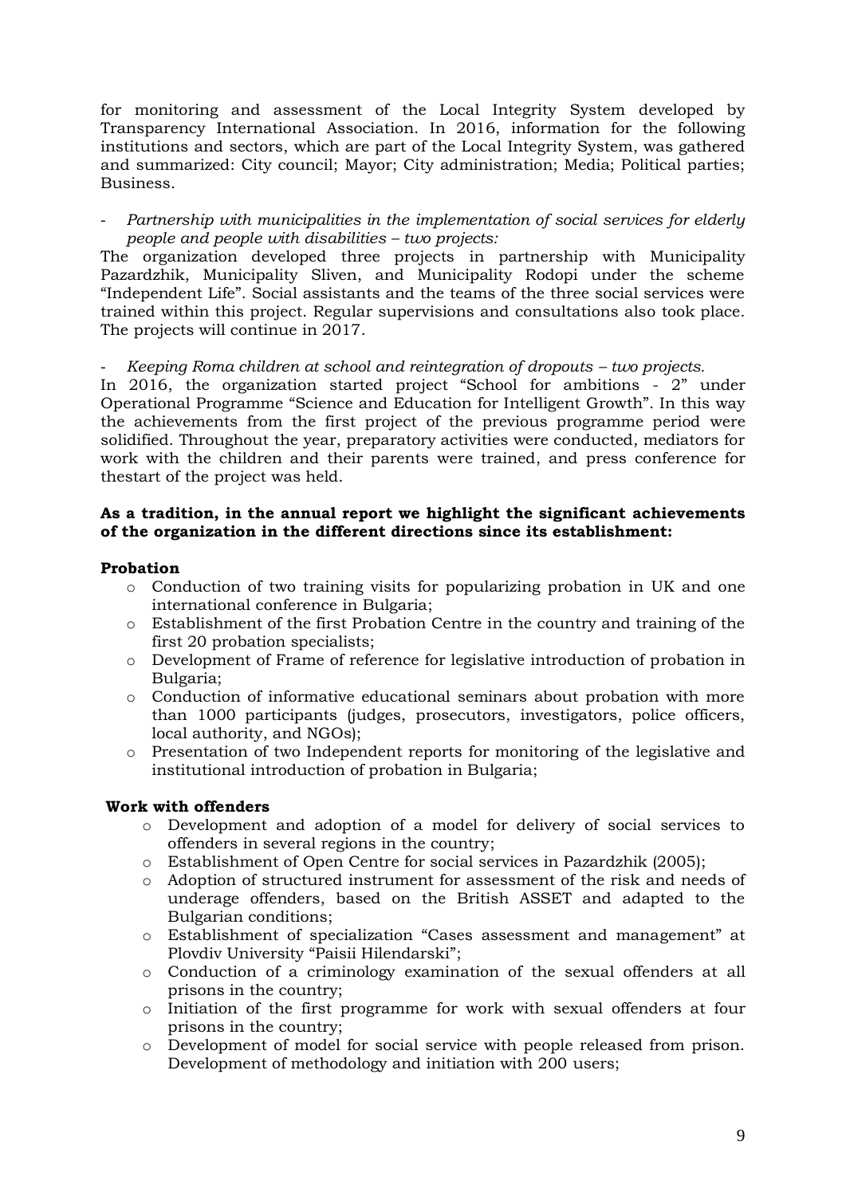for monitoring and assessment of the Local Integrity System developed by Transparency International Association. In 2016, information for the following institutions and sectors, which are part of the Local Integrity System, was gathered and summarized: City council; Mayor; City administration; Media; Political parties; Business.

- *Partnership with municipalities in the implementation of social services for elderly people and people with disabilities – two projects:*

The organization developed three projects in partnership with Municipality Pazardzhik, Municipality Sliven, and Municipality Rodopi under the scheme "Independent Life". Social assistants and the teams of the three social services were trained within this project. Regular supervisions and consultations also took place. The projects will continue in 2017.

- *Keeping Roma children at school and reintegration of dropouts – two projects.*

In 2016, the organization started project "School for ambitions - 2" under Operational Programme "Science and Education for Intelligent Growth". In this way the achievements from the first project of the previous programme period were solidified. Throughout the year, preparatory activities were conducted, mediators for work with the children and their parents were trained, and press conference for thestart of the project was held.

**As a tradition, in the annual report we highlight the significant achievements of the organization in the different directions since its establishment:**

**Probation**

- Conduction of two training visits for popularizing probation in UK and one international conference in Bulgaria;
- Establishment of the first Probation Centre in the country and training of the first 20 probation specialists;
- Development of Frame of reference for legislative introduction of probation in Bulgaria;
- Conduction of informative educational seminars about probation with more than 1000 participants (judges, prosecutors, investigators, police officers, local authority, and NGOs);
- Presentation of two Independent reports for monitoring of the legislative and institutional introduction of probation in Bulgaria;

**Work with offenders**

- Development and adoption of a model for delivery of social services to offenders in several regions in the country;
- Establishment of Open Centre for social services in Pazardzhik (2005);
- Adoption of structured instrument for assessment of the risk and needs of underage offenders, based on the British ASSET and adapted to the Bulgarian conditions;
- Establishment of specialization "Cases assessment and management" at Plovdiv University "Paisii Hilendarski";
- Conduction of a criminology examination of the sexual offenders at all prisons in the country;
- Initiation of the first programme for work with sexual offenders at four prisons in the country;
- Development of model for social service with people released from prison. Development of methodology and initiation with 200 users;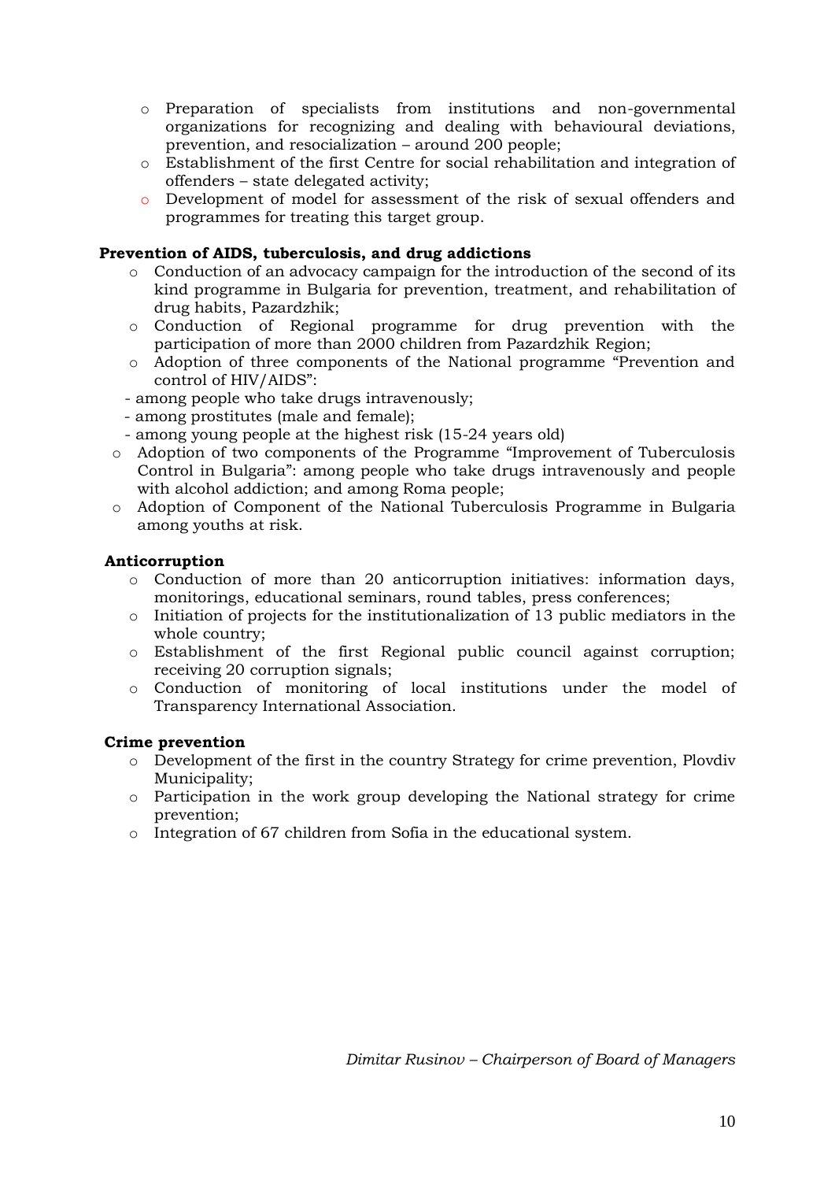- Preparation of specialists from institutions and non-governmental organizations for recognizing and dealing with behavioural deviations, prevention, and resocialization – around 200 people;
- Establishment of the first Centre for social rehabilitation and integration of offenders – state delegated activity;
- Development of model for assessment of the risk of sexual offenders and programmes for treating this target group.

**Prevention of AIDS, tuberculosis, and drug addictions**

- Conduction of an advocacy campaign for the introduction of the second of its kind programme in Bulgaria for prevention, treatment, and rehabilitation of drug habits, Pazardzhik;
- Conduction of Regional programme for drug prevention with the participation of more than 2000 children from Pazardzhik Region;
- Adoption of three components of the National programme "Prevention and control of HIV/AIDS":
  - among people who take drugs intravenously;
  - among prostitutes (male and female);
  - among young people at the highest risk (15-24 years old)
- Adoption of two components of the Programme "Improvement of Tuberculosis Control in Bulgaria": among people who take drugs intravenously and people with alcohol addiction; and among Roma people;
- Adoption of Component of the National Tuberculosis Programme in Bulgaria among youths at risk.

**Anticorruption**

- Conduction of more than 20 anticorruption initiatives: information days, monitorings, educational seminars, round tables, press conferences;
- Initiation of projects for the institutionalization of 13 public mediators in the whole country;
- Establishment of the first Regional public council against corruption; receiving 20 corruption signals;
- Conduction of monitoring of local institutions under the model of Transparency International Association.

**Crime prevention**

- Development of the first in the country Strategy for crime prevention, Plovdiv Municipality;
- Participation in the work group developing the National strategy for crime prevention;
- Integration of 67 children from Sofia in the educational system.

*Dimitar Rusinov – Chairperson of Board of Managers*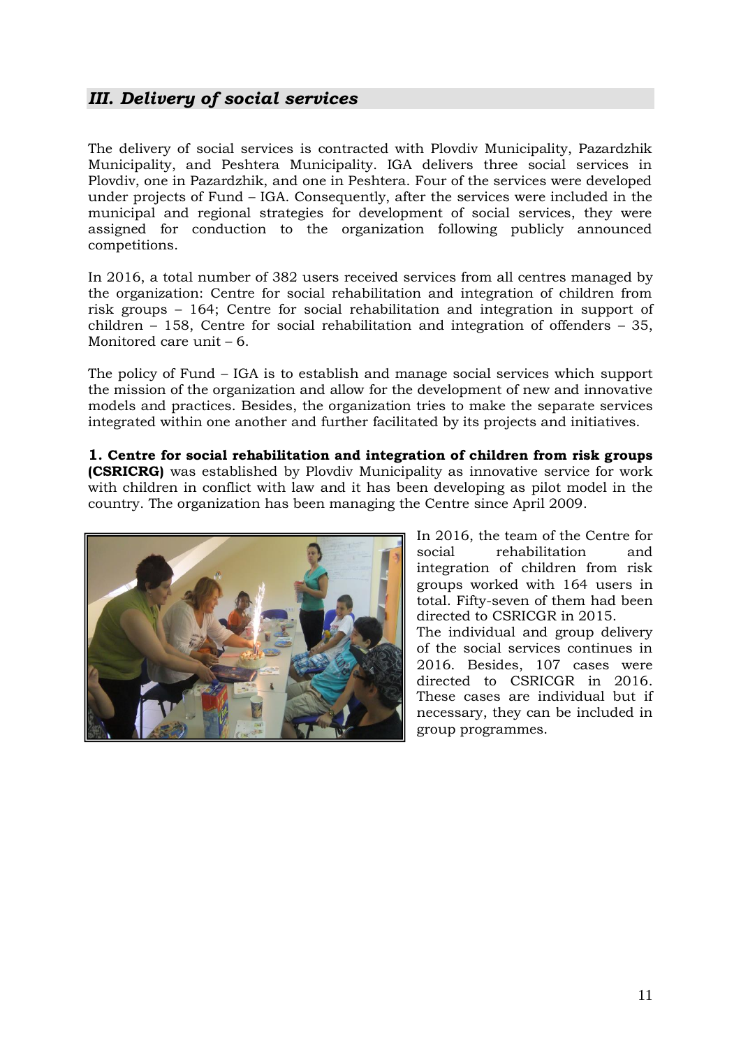## *III. Delivery of social services*

The delivery of social services is contracted with Plovdiv Municipality, Pazardzhik Municipality, and Peshtera Municipality. IGA delivers three social services in Plovdiv, one in Pazardzhik, and one in Peshtera. Four of the services were developed under projects of Fund – IGA. Consequently, after the services were included in the municipal and regional strategies for development of social services, they were assigned for conduction to the organization following publicly announced competitions.

In 2016, a total number of 382 users received services from all centres managed by the organization: Centre for social rehabilitation and integration of children from risk groups – 164; Centre for social rehabilitation and integration in support of children – 158, Centre for social rehabilitation and integration of offenders – 35, Monitored care unit – 6.

The policy of Fund – IGA is to establish and manage social services which support the mission of the organization and allow for the development of new and innovative models and practices. Besides, the organization tries to make the separate services integrated within one another and further facilitated by its projects and initiatives.

**1. Centre for social rehabilitation and integration of children from risk groups (CSRICRG)** was established by Plovdiv Municipality as innovative service for work with children in conflict with law and it has been developing as pilot model in the country. The organization has been managing the Centre since April 2009.

In 2016, the team of the Centre for social rehabilitation and integration of children from risk groups worked with 164 users in total. Fifty-seven of them had been directed to CSRICGR in 2015.

The individual and group delivery of the social services continues in 2016. Besides, 107 cases were directed to CSRICGR in 2016. These cases are individual but if necessary, they can be included in group programmes.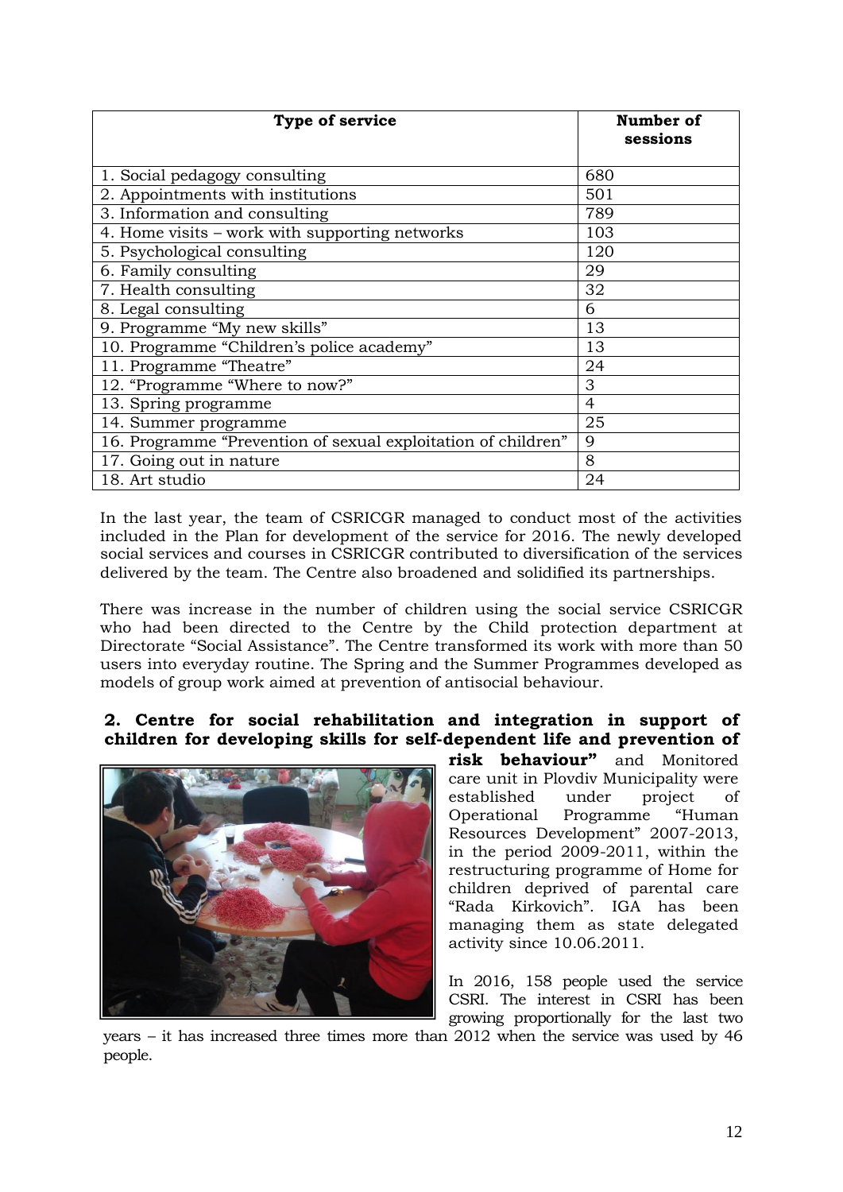| Type of service | Number of sessions |
|---|---|
| 1. Social pedagogy consulting | 680 |
| 2. Appointments with institutions | 501 |
| 3. Information and consulting | 789 |
| 4. Home visits – work with supporting networks | 103 |
| 5. Psychological consulting | 120 |
| 6. Family consulting | 29 |
| 7. Health consulting | 32 |
| 8. Legal consulting | 6 |
| 9. Programme "My new skills" | 13 |
| 10. Programme "Children's police academy" | 13 |
| 11. Programme "Theatre" | 24 |
| 12. "Programme "Where to now?" | 3 |
| 13. Spring programme | 4 |
| 14. Summer programme | 25 |
| 16. Programme "Prevention of sexual exploitation of children" | 9 |
| 17. Going out in nature | 8 |
| 18. Art studio | 24 |

In the last year, the team of CSRICGR managed to conduct most of the activities included in the Plan for development of the service for 2016. The newly developed social services and courses in CSRICGR contributed to diversification of the services delivered by the team. The Centre also broadened and solidified its partnerships.

There was increase in the number of children using the social service CSRICGR who had been directed to the Centre by the Child protection department at Directorate "Social Assistance". The Centre transformed its work with more than 50 users into everyday routine. The Spring and the Summer Programmes developed as models of group work aimed at prevention of antisocial behaviour.

**2. Centre for social rehabilitation and integration in support of children for developing skills for self-dependent life and prevention of risk behaviour"** and Monitored care unit in Plovdiv Municipality were established under project of Operational Programme "Human Resources Development" 2007-2013, in the period 2009-2011, within the restructuring programme of Home for children deprived of parental care "Rada Kirkovich". IGA has been managing them as state delegated activity since 10.06.2011.

In 2016, 158 people used the service CSRI. The interest in CSRI has been growing proportionally for the last two years – it has increased three times more than 2012 when the service was used by 46 people.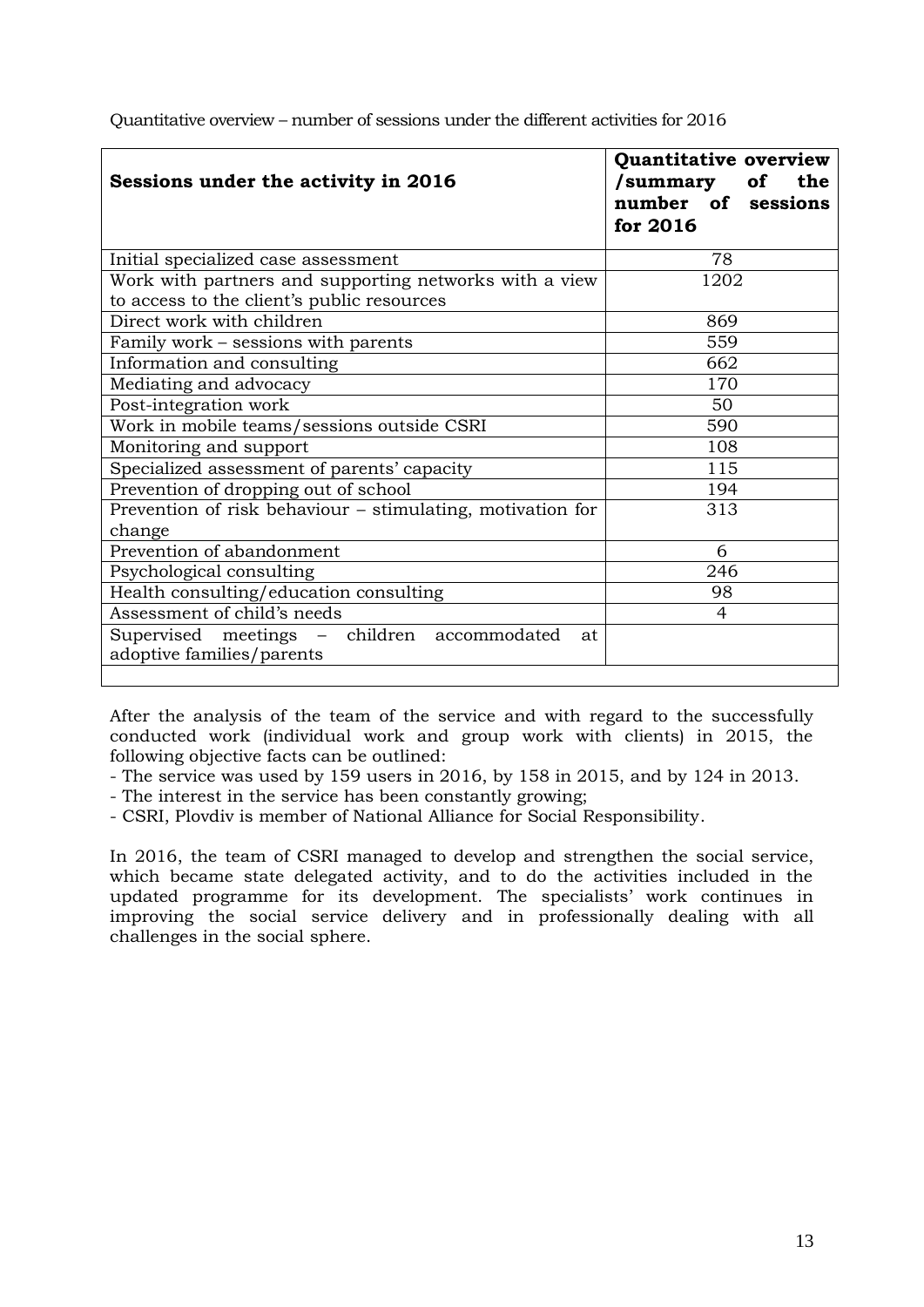Quantitative overview – number of sessions under the different activities for 2016

| Sessions under the activity in 2016 | Quantitative overview /summary of the number of sessions for 2016 |
|---|---|
| Initial specialized case assessment | 78 |
| Work with partners and supporting networks with a view to the access to the client's public resources | 1202 |
| Direct work with children | 869 |
| Family work – sessions with parents | 559 |
| Information and consulting | 662 |
| Mediating and advocacy | 170 |
| Post-integration work | 50 |
| Work in mobile teams/sessions outside CSRI | 590 |
| Monitoring and support | 108 |
| Specialized assessment of parents' capacity | 115 |
| Prevention of dropping out of school | 194 |
| Prevention of risk behaviour – stimulating, motivation for change | 313 |
| Prevention of abandonment | 6 |
| Psychological consulting | 246 |
| Health consulting/education consulting | 98 |
| Assessment of child's needs | 4 |
| Supervised meetings – children accommodated at adoptive families/parents | |
| | |

After the analysis of the team of the service and with regard to the successfully conducted work (individual work and group work with clients) in 2015, the following objective facts can be outlined:

- The service was used by 159 users in 2016, by 158 in 2015, and by 124 in 2013.
- The interest in the service has been constantly growing;
- CSRI, Plovdiv is member of National Alliance for Social Responsibility.

In 2016, the team of CSRI managed to develop and strengthen the social service, which became state delegated activity, and to do the activities included in the updated programme for its development. The specialists' work continues in improving the social service delivery and in professionally dealing with all challenges in the social sphere.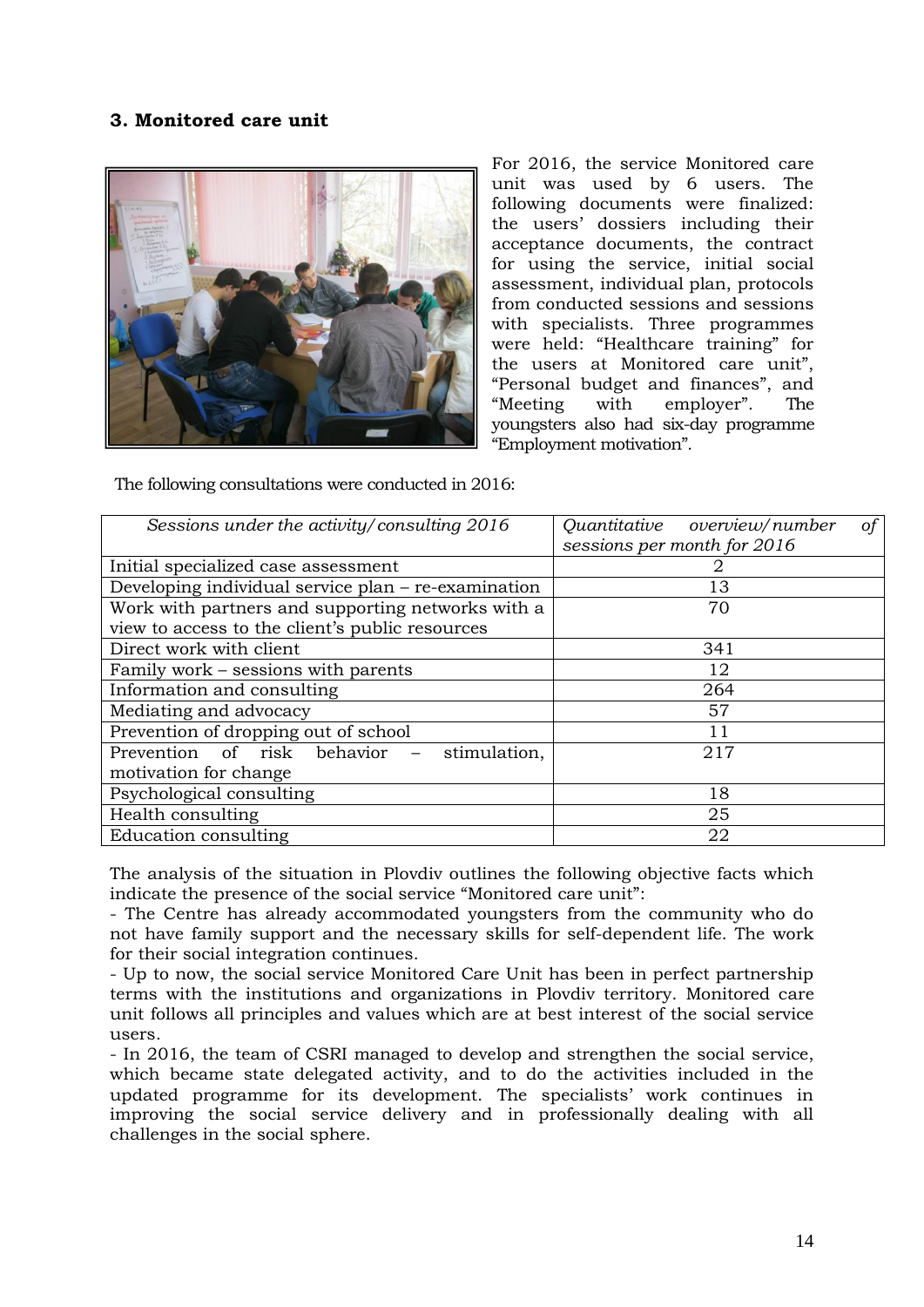### 3. Monitored care unit

For 2016, the service Monitored care unit was used by 6 users. The following documents were finalized: the users' dossiers including their acceptance documents, the contract for using the service, initial social assessment, individual plan, protocols from conducted sessions and sessions with specialists. Three programmes were held: "Healthcare training" for the users at Monitored care unit", "Personal budget and finances", and "Meeting with employer". The youngsters also had six-day programme "Employment motivation".

The following consultations were conducted in 2016:

| *Sessions under the activity/consulting 2016* | *Quantitative overview/number of sessions per month for 2016* |
|---|---|
| Initial specialized case assessment | 2 |
| Developing individual service plan – re-examination | 13 |
| Work with partners and supporting networks with a view to access to the client's public resources | 70 |
| Direct work with client | 341 |
| Family work – sessions with parents | 12 |
| Information and consulting | 264 |
| Mediating and advocacy | 57 |
| Prevention of dropping out of school | 11 |
| Prevention of risk behavior – stimulation, motivation for change | 217 |
| Psychological consulting | 18 |
| Health consulting | 25 |
| Education consulting | 22 |

The analysis of the situation in Plovdiv outlines the following objective facts which indicate the presence of the social service "Monitored care unit":

- The Centre has already accommodated youngsters from the community who do not have family support and the necessary skills for self-dependent life. The work for their social integration continues.
- Up to now, the social service Monitored Care Unit has been in perfect partnership terms with the institutions and organizations in Plovdiv territory. Monitored care unit follows all principles and values which are at best interest of the social service users.
- In 2016, the team of CSRI managed to develop and strengthen the social service, which became state delegated activity, and to do the activities included in the updated programme for its development. The specialists' work continues in improving the social service delivery and in professionally dealing with all challenges in the social sphere.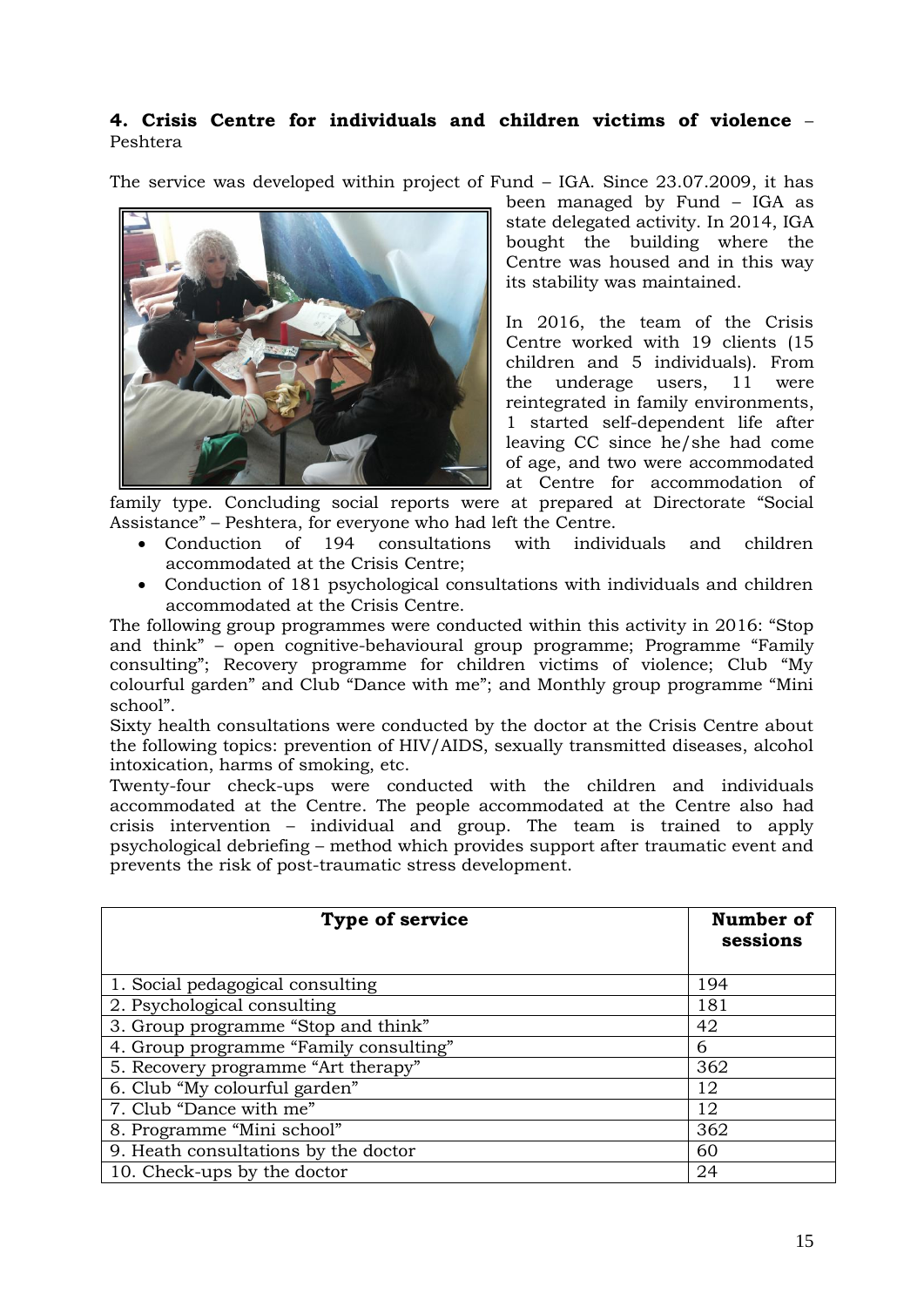### 4. Crisis Centre for individuals and children victims of violence – Peshtera

The service was developed within project of Fund – IGA. Since 23.07.2009, it has been managed by Fund – IGA as state delegated activity. In 2014, IGA bought the building where the Centre was housed and in this way its stability was maintained.

In 2016, the team of the Crisis Centre worked with 19 clients (15 children and 5 individuals). From the underage users, 11 were reintegrated in family environments, 1 started self-dependent life after leaving CC since he/she had come of age, and two were accommodated at Centre for accommodation of family type. Concluding social reports were at prepared at Directorate "Social Assistance" – Peshtera, for everyone who had left the Centre.

- Conduction of 194 consultations with individuals and children accommodated at the Crisis Centre;
- Conduction of 181 psychological consultations with individuals and children accommodated at the Crisis Centre.

The following group programmes were conducted within this activity in 2016: "Stop and think" – open cognitive-behavioural group programme; Programme "Family consulting"; Recovery programme for children victims of violence; Club "My colourful garden" and Club "Dance with me"; and Monthly group programme "Mini school".

Sixty health consultations were conducted by the doctor at the Crisis Centre about the following topics: prevention of HIV/AIDS, sexually transmitted diseases, alcohol intoxication, harms of smoking, etc.

Twenty-four check-ups were conducted with the children and individuals accommodated at the Centre. The people accommodated at the Centre also had crisis intervention – individual and group. The team is trained to apply psychological debriefing – method which provides support after traumatic event and prevents the risk of post-traumatic stress development.

| Type of service | Number of sessions |
|---|---|
| 1. Social pedagogical consulting | 194 |
| 2. Psychological consulting | 181 |
| 3. Group programme "Stop and think" | 42 |
| 4. Group programme "Family consulting" | 6 |
| 5. Recovery programme "Art therapy" | 362 |
| 6. Club "My colourful garden" | 12 |
| 7. Club "Dance with me" | 12 |
| 8. Programme "Mini school" | 362 |
| 9. Heath consultations by the doctor | 60 |
| 10. Check-ups by the doctor | 24 |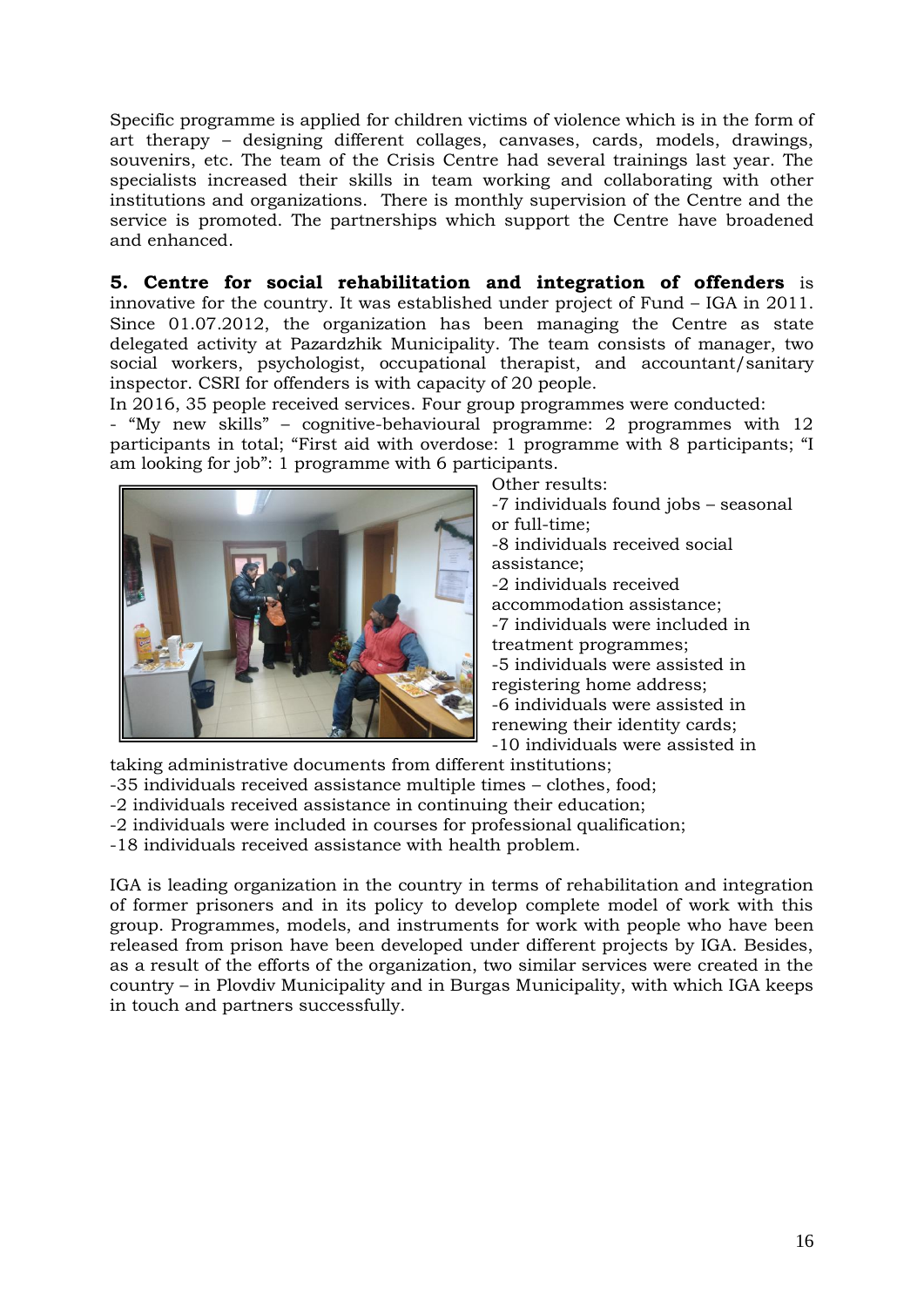Specific programme is applied for children victims of violence which is in the form of art therapy – designing different collages, canvases, cards, models, drawings, souvenirs, etc. The team of the Crisis Centre had several trainings last year. The specialists increased their skills in team working and collaborating with other institutions and organizations. There is monthly supervision of the Centre and the service is promoted. The partnerships which support the Centre have broadened and enhanced.

**5. Centre for social rehabilitation and integration of offenders** is innovative for the country. It was established under project of Fund – IGA in 2011. Since 01.07.2012, the organization has been managing the Centre as state delegated activity at Pazardzhik Municipality. The team consists of manager, two social workers, psychologist, occupational therapist, and accountant/sanitary inspector. CSRI for offenders is with capacity of 20 people.

In 2016, 35 people received services. Four group programmes were conducted:

- "My new skills" – cognitive-behavioural programme: 2 programmes with 12 participants in total; "First aid with overdose: 1 programme with 8 participants; "I am looking for job": 1 programme with 6 participants.

Other results:

-7 individuals found jobs – seasonal or full-time;
-8 individuals received social assistance;
-2 individuals received accommodation assistance;
-7 individuals were included in treatment programmes;
-5 individuals were assisted in registering home address;
-6 individuals were assisted in renewing their identity cards;
-10 individuals were assisted in taking administrative documents from different institutions;
-35 individuals received assistance multiple times – clothes, food;
-2 individuals received assistance in continuing their education;
-2 individuals were included in courses for professional qualification;
-18 individuals received assistance with health problem.

IGA is leading organization in the country in terms of rehabilitation and integration of former prisoners and in its policy to develop complete model of work with this group. Programmes, models, and instruments for work with people who have been released from prison have been developed under different projects by IGA. Besides, as a result of the efforts of the organization, two similar services were created in the country – in Plovdiv Municipality and in Burgas Municipality, with which IGA keeps in touch and partners successfully.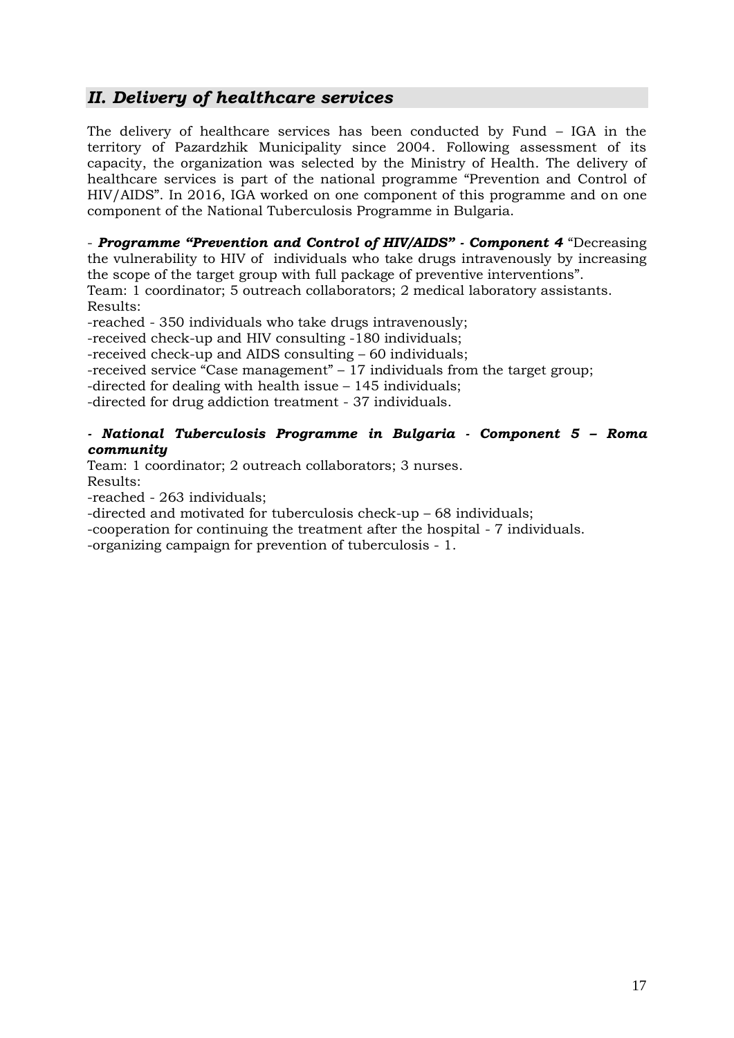## *II. Delivery of healthcare services*

The delivery of healthcare services has been conducted by Fund – IGA in the territory of Pazardzhik Municipality since 2004. Following assessment of its capacity, the organization was selected by the Ministry of Health. The delivery of healthcare services is part of the national programme "Prevention and Control of HIV/AIDS". In 2016, IGA worked on one component of this programme and on one component of the National Tuberculosis Programme in Bulgaria.

- ***Programme "Prevention and Control of HIV/AIDS" - Component 4*** "Decreasing the vulnerability to HIV of individuals who take drugs intravenously by increasing the scope of the target group with full package of preventive interventions".
Team: 1 coordinator; 5 outreach collaborators; 2 medical laboratory assistants.
Results:
-reached - 350 individuals who take drugs intravenously;
-received check-up and HIV consulting -180 individuals;
-received check-up and AIDS consulting – 60 individuals;
-received service "Case management" – 17 individuals from the target group;
-directed for dealing with health issue – 145 individuals;
-directed for drug addiction treatment - 37 individuals.

***- National Tuberculosis Programme in Bulgaria - Component 5 – Roma community***
Team: 1 coordinator; 2 outreach collaborators; 3 nurses.
Results:
-reached - 263 individuals;
-directed and motivated for tuberculosis check-up – 68 individuals;
-cooperation for continuing the treatment after the hospital - 7 individuals.
-organizing campaign for prevention of tuberculosis - 1.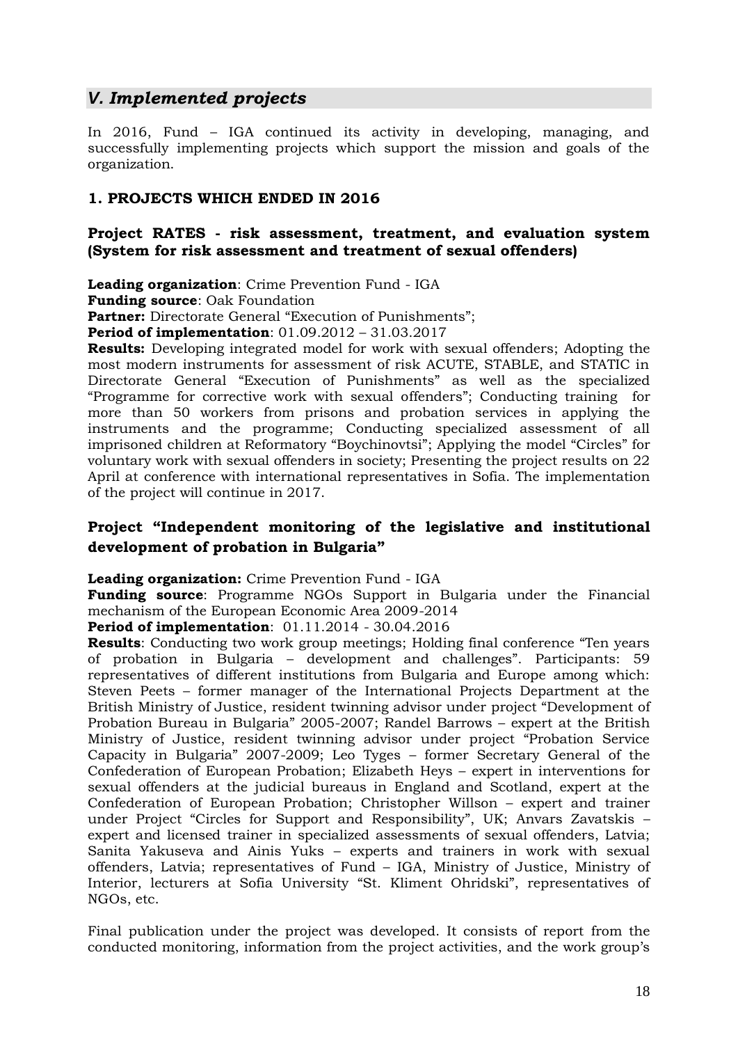## *V. Implemented projects*

In 2016, Fund – IGA continued its activity in developing, managing, and successfully implementing projects which support the mission and goals of the organization.

### 1. PROJECTS WHICH ENDED IN 2016

#### Project RATES - risk assessment, treatment, and evaluation system (System for risk assessment and treatment of sexual offenders)

**Leading organization**: Crime Prevention Fund - IGA
**Funding source**: Oak Foundation
**Partner:** Directorate General "Execution of Punishments";
**Period of implementation**: 01.09.2012 – 31.03.2017
**Results:** Developing integrated model for work with sexual offenders; Adopting the most modern instruments for assessment of risk ACUTE, STABLE, and STATIC in Directorate General "Execution of Punishments" as well as the specialized "Programme for corrective work with sexual offenders"; Conducting training for more than 50 workers from prisons and probation services in applying the instruments and the programme; Conducting specialized assessment of all imprisoned children at Reformatory "Boychinovtsi"; Applying the model "Circles" for voluntary work with sexual offenders in society; Presenting the project results on 22 April at conference with international representatives in Sofia. The implementation of the project will continue in 2017.

#### Project "Independent monitoring of the legislative and institutional development of probation in Bulgaria"

**Leading organization:** Crime Prevention Fund - IGA
**Funding source**: Programme NGOs Support in Bulgaria under the Financial mechanism of the European Economic Area 2009-2014
**Period of implementation**: 01.11.2014 - 30.04.2016
**Results**: Conducting two work group meetings; Holding final conference "Ten years of probation in Bulgaria – development and challenges". Participants: 59 representatives of different institutions from Bulgaria and Europe among which: Steven Peets – former manager of the International Projects Department at the British Ministry of Justice, resident twinning advisor under project "Development of Probation Bureau in Bulgaria" 2005-2007; Randel Barrows – expert at the British Ministry of Justice, resident twinning advisor under project "Probation Service Capacity in Bulgaria" 2007-2009; Leo Tyges – former Secretary General of the Confederation of European Probation; Elizabeth Heys – expert in interventions for sexual offenders at the judicial bureaus in England and Scotland, expert at the Confederation of European Probation; Christopher Willson – expert and trainer under Project "Circles for Support and Responsibility", UK; Anvars Zavatskis – expert and licensed trainer in specialized assessments of sexual offenders, Latvia; Sanita Yakuseva and Ainis Yuks – experts and trainers in work with sexual offenders, Latvia; representatives of Fund – IGA, Ministry of Justice, Ministry of Interior, lecturers at Sofia University "St. Kliment Ohridski", representatives of NGOs, etc.

Final publication under the project was developed. It consists of report from the conducted monitoring, information from the project activities, and the work group's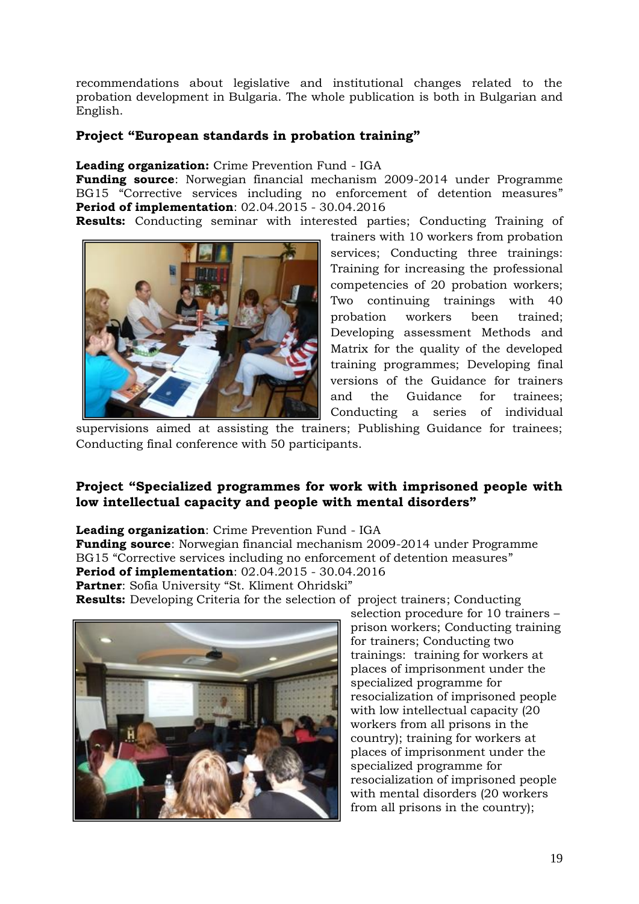recommendations about legislative and institutional changes related to the probation development in Bulgaria. The whole publication is both in Bulgarian and English.

### Project "European standards in probation training"

**Leading organization:** Crime Prevention Fund - IGA
**Funding source**: Norwegian financial mechanism 2009-2014 under Programme BG15 "Corrective services including no enforcement of detention measures"
**Period of implementation**: 02.04.2015 - 30.04.2016
**Results:** Conducting seminar with interested parties; Conducting Training of trainers with 10 workers from probation services; Conducting three trainings: Training for increasing the professional competencies of 20 probation workers; Two continuing trainings with 40 probation workers been trained; Developing assessment Methods and Matrix for the quality of the developed training programmes; Developing final versions of the Guidance for trainers and the Guidance for trainees; Conducting a series of individual supervisions aimed at assisting the trainers; Publishing Guidance for trainees; Conducting final conference with 50 participants.

### Project "Specialized programmes for work with imprisoned people with low intellectual capacity and people with mental disorders"

**Leading organization**: Crime Prevention Fund - IGA
**Funding source**: Norwegian financial mechanism 2009-2014 under Programme BG15 "Corrective services including no enforcement of detention measures"
**Period of implementation**: 02.04.2015 - 30.04.2016
**Partner**: Sofia University "St. Kliment Ohridski"
**Results:** Developing Criteria for the selection of project trainers; Conducting selection procedure for 10 trainers – prison workers; Conducting training for trainers; Conducting two trainings: training for workers at places of imprisonment under the specialized programme for resocialization of imprisoned people with low intellectual capacity (20 workers from all prisons in the country); training for workers at places of imprisonment under the specialized programme for resocialization of imprisoned people with mental disorders (20 workers from all prisons in the country);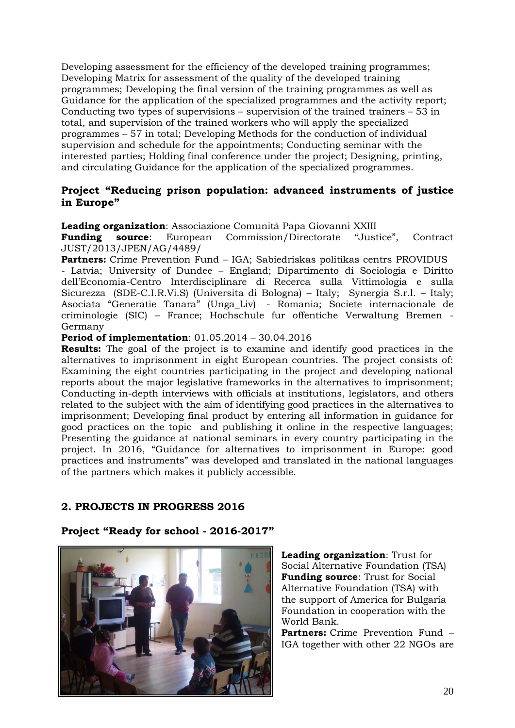Developing assessment for the efficiency of the developed training programmes; Developing Matrix for assessment of the quality of the developed training programmes; Developing the final version of the training programmes as well as Guidance for the application of the specialized programmes and the activity report; Conducting two types of supervisions – supervision of the trained trainers – 53 in total, and supervision of the trained workers who will apply the specialized programmes – 57 in total; Developing Methods for the conduction of individual supervision and schedule for the appointments; Conducting seminar with the interested parties; Holding final conference under the project; Designing, printing, and circulating Guidance for the application of the specialized programmes.

### Project "Reducing prison population: advanced instruments of justice in Europe"

**Leading organization**: Associazione Comunità Papa Giovanni XXIII
**Funding source**: European Commission/Directorate "Justice", Contract JUST/2013/JPEN/AG/4489/
**Partners:** Crime Prevention Fund – IGA; Sabiedriskas politikas centrs PROVIDUS - Latvia; University of Dundee – England; Dipartimento di Sociologia e Diritto dell'Economia-Centro Interdisciplinare di Recerca sulla Vittimologia e sulla Sicurezza (SDE-C.I.R.Vi.S) (Universita di Bologna) – Italy; Synergia S.r.l. – Italy; Asociata "Generatie Tanara" (Unga_Liv) - Romania; Societe internacionale de criminologie (SIC) – France; Hochschule fur offentiche Verwaltung Bremen - Germany
**Period of implementation**: 01.05.2014 – 30.04.2016
**Results:** The goal of the project is to examine and identify good practices in the alternatives to imprisonment in eight European countries. The project consists of: Examining the eight countries participating in the project and developing national reports about the major legislative frameworks in the alternatives to imprisonment; Conducting in-depth interviews with officials at institutions, legislators, and others related to the subject with the aim of identifying good practices in the alternatives to imprisonment; Developing final product by entering all information in guidance for good practices on the topic and publishing it online in the respective languages; Presenting the guidance at national seminars in every country participating in the project. In 2016, "Guidance for alternatives to imprisonment in Europe: good practices and instruments" was developed and translated in the national languages of the partners which makes it publicly accessible.

## 2. PROJECTS IN PROGRESS 2016

### Project "Ready for school - 2016-2017"

**Leading organization**: Trust for Social Alternative Foundation (TSA)
**Funding source**: Trust for Social Alternative Foundation (TSA) with the support of America for Bulgaria Foundation in cooperation with the World Bank.
**Partners:** Crime Prevention Fund – IGA together with other 22 NGOs are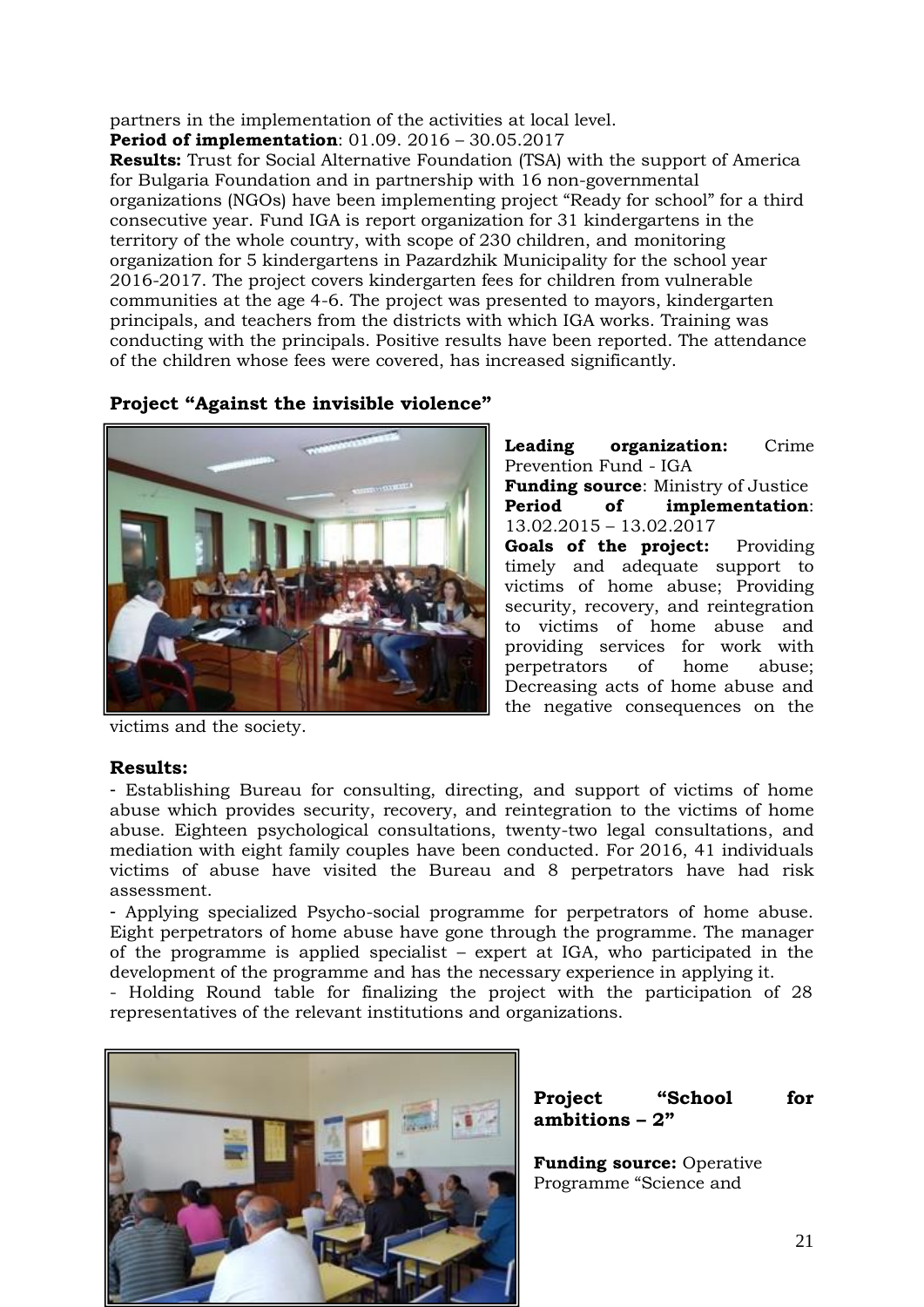partners in the implementation of the activities at local level.
**Period of implementation**: 01.09. 2016 – 30.05.2017
**Results:** Trust for Social Alternative Foundation (TSA) with the support of America for Bulgaria Foundation and in partnership with 16 non-governmental organizations (NGOs) have been implementing project "Ready for school" for a third consecutive year. Fund IGA is report organization for 31 kindergartens in the territory of the whole country, with scope of 230 children, and monitoring organization for 5 kindergartens in Pazardzhik Municipality for the school year 2016-2017. The project covers kindergarten fees for children from vulnerable communities at the age 4-6. The project was presented to mayors, kindergarten principals, and teachers from the districts with which IGA works. Training was conducting with the principals. Positive results have been reported. The attendance of the children whose fees were covered, has increased significantly.

## Project "Against the invisible violence"

**Leading organization:** Crime Prevention Fund - IGA
**Funding source**: Ministry of Justice
**Period of implementation**: 13.02.2015 – 13.02.2017
**Goals of the project:** Providing timely and adequate support to victims of home abuse; Providing security, recovery, and reintegration to victims of home abuse and providing services for work with perpetrators of home abuse; Decreasing acts of home abuse and the negative consequences on the victims and the society.

**Results:**
- Establishing Bureau for consulting, directing, and support of victims of home abuse which provides security, recovery, and reintegration to the victims of home abuse. Eighteen psychological consultations, twenty-two legal consultations, and mediation with eight family couples have been conducted. For 2016, 41 individuals victims of abuse have visited the Bureau and 8 perpetrators have had risk assessment.
- Applying specialized Psycho-social programme for perpetrators of home abuse. Eight perpetrators of home abuse have gone through the programme. The manager of the programme is applied specialist – expert at IGA, who participated in the development of the programme and has the necessary experience in applying it.
- Holding Round table for finalizing the project with the participation of 28 representatives of the relevant institutions and organizations.

## Project "School for ambitions – 2"

**Funding source:** Operative Programme "Science and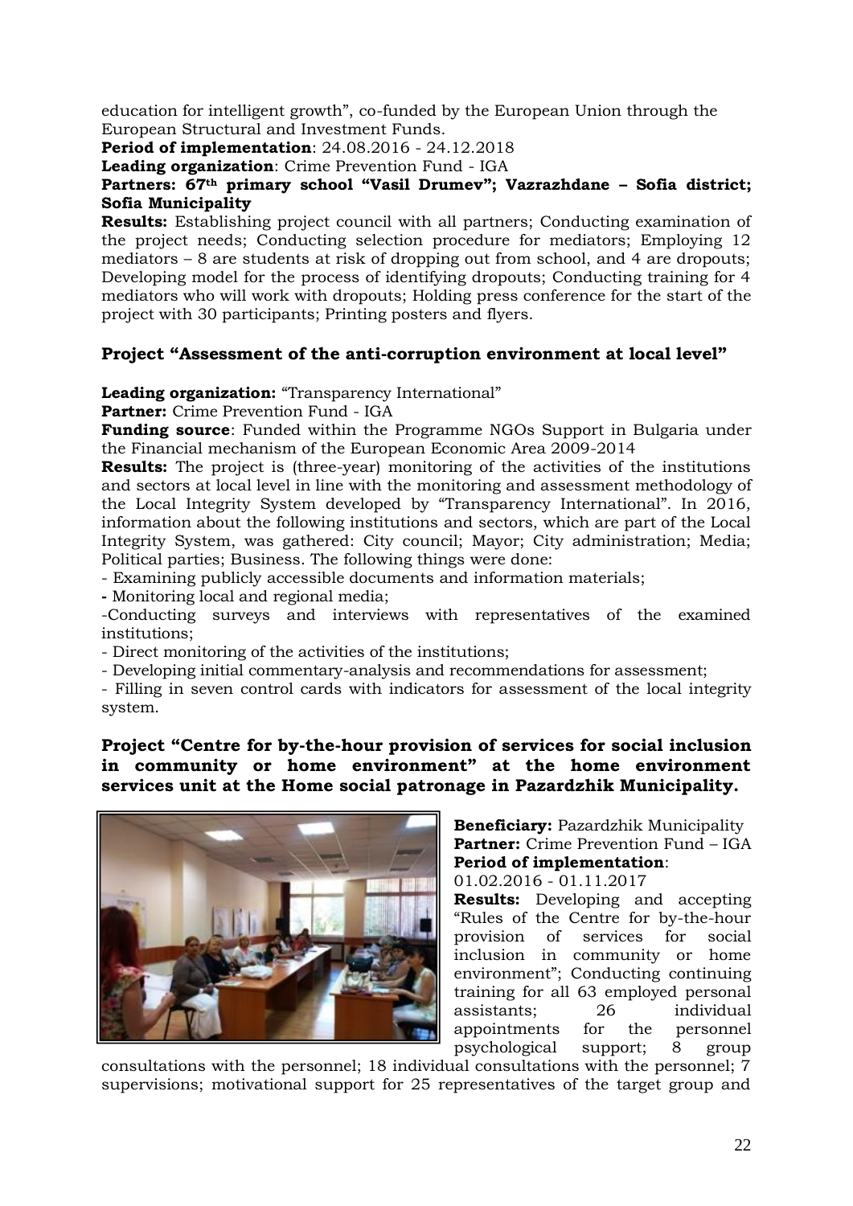education for intelligent growth", co-funded by the European Union through the European Structural and Investment Funds.

**Period of implementation**: 24.08.2016 - 24.12.2018

**Leading organization**: Crime Prevention Fund - IGA

**Partners: 67th primary school "Vasil Drumev"; Vazrazhdane – Sofia district; Sofia Municipality**

**Results:** Establishing project council with all partners; Conducting examination of the project needs; Conducting selection procedure for mediators; Employing 12 mediators – 8 are students at risk of dropping out from school, and 4 are dropouts; Developing model for the process of identifying dropouts; Conducting training for 4 mediators who will work with dropouts; Holding press conference for the start of the project with 30 participants; Printing posters and flyers.

### Project "Assessment of the anti-corruption environment at local level"

**Leading organization:** "Transparency International"

**Partner:** Crime Prevention Fund - IGA

**Funding source**: Funded within the Programme NGOs Support in Bulgaria under the Financial mechanism of the European Economic Area 2009-2014

**Results:** The project is (three-year) monitoring of the activities of the institutions and sectors at local level in line with the monitoring and assessment methodology of the Local Integrity System developed by "Transparency International". In 2016, information about the following institutions and sectors, which are part of the Local Integrity System, was gathered: City council; Mayor; City administration; Media; Political parties; Business. The following things were done:

- Examining publicly accessible documents and information materials;
- Monitoring local and regional media;
- Conducting surveys and interviews with representatives of the examined institutions;
- Direct monitoring of the activities of the institutions;
- Developing initial commentary-analysis and recommendations for assessment;
- Filling in seven control cards with indicators for assessment of the local integrity system.

### Project "Centre for by-the-hour provision of services for social inclusion in community or home environment" at the home environment services unit at the Home social patronage in Pazardzhik Municipality.

**Beneficiary:** Pazardzhik Municipality

**Partner:** Crime Prevention Fund – IGA

**Period of implementation**: 01.02.2016 - 01.11.2017

**Results:** Developing and accepting "Rules of the Centre for by-the-hour provision of services for social inclusion in community or home environment"; Conducting continuing training for all 63 employed personal assistants; 26 individual appointments for the personnel psychological support; 8 group consultations with the personnel; 18 individual consultations with the personnel; 7 supervisions; motivational support for 25 representatives of the target group and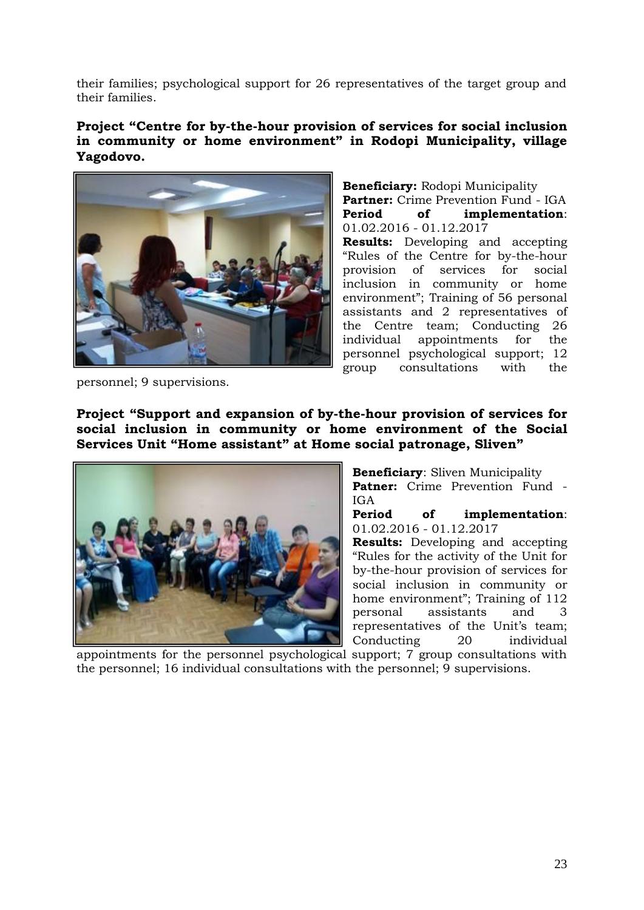their families; psychological support for 26 representatives of the target group and their families.

**Project "Centre for by-the-hour provision of services for social inclusion in community or home environment" in Rodopi Municipality, village Yagodovo.**

**Beneficiary:** Rodopi Municipality
**Partner:** Crime Prevention Fund - IGA
**Period of implementation**: 01.02.2016 - 01.12.2017
**Results:** Developing and accepting "Rules of the Centre for by-the-hour provision of services for social inclusion in community or home environment"; Training of 56 personal assistants and 2 representatives of the Centre team; Conducting 26 individual appointments for the personnel psychological support; 12 group consultations with the personnel; 9 supervisions.

**Project "Support and expansion of by-the-hour provision of services for social inclusion in community or home environment of the Social Services Unit "Home assistant" at Home social patronage, Sliven"**

**Beneficiary**: Sliven Municipality
**Patner:** Crime Prevention Fund - IGA
**Period of implementation**: 01.02.2016 - 01.12.2017
**Results:** Developing and accepting "Rules for the activity of the Unit for by-the-hour provision of services for social inclusion in community or home environment"; Training of 112 personal assistants and 3 representatives of the Unit's team; Conducting 20 individual appointments for the personnel psychological support; 7 group consultations with the personnel; 16 individual consultations with the personnel; 9 supervisions.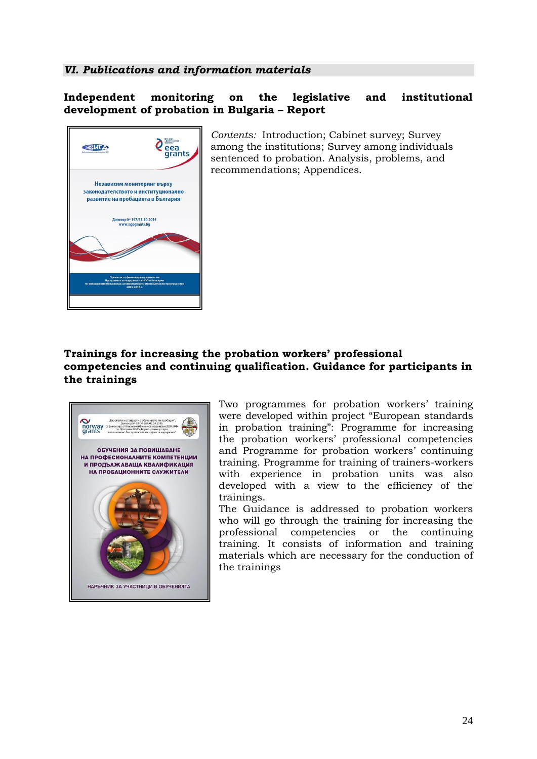## VI. Publications and information materials

### Independent monitoring on the legislative and institutional development of probation in Bulgaria – Report

*Contents:* Introduction; Cabinet survey; Survey among the institutions; Survey among individuals sentenced to probation. Analysis, problems, and recommendations; Appendices.

### Trainings for increasing the probation workers' professional competencies and continuing qualification. Guidance for participants in the trainings

Two programmes for probation workers' training were developed within project "European standards in probation training": Programme for increasing the probation workers' professional competencies and Programme for probation workers' continuing training. Programme for training of trainers-workers with experience in probation units was also developed with a view to the efficiency of the trainings.

The Guidance is addressed to probation workers who will go through the training for increasing the professional competencies or the continuing training. It consists of information and training materials which are necessary for the conduction of the trainings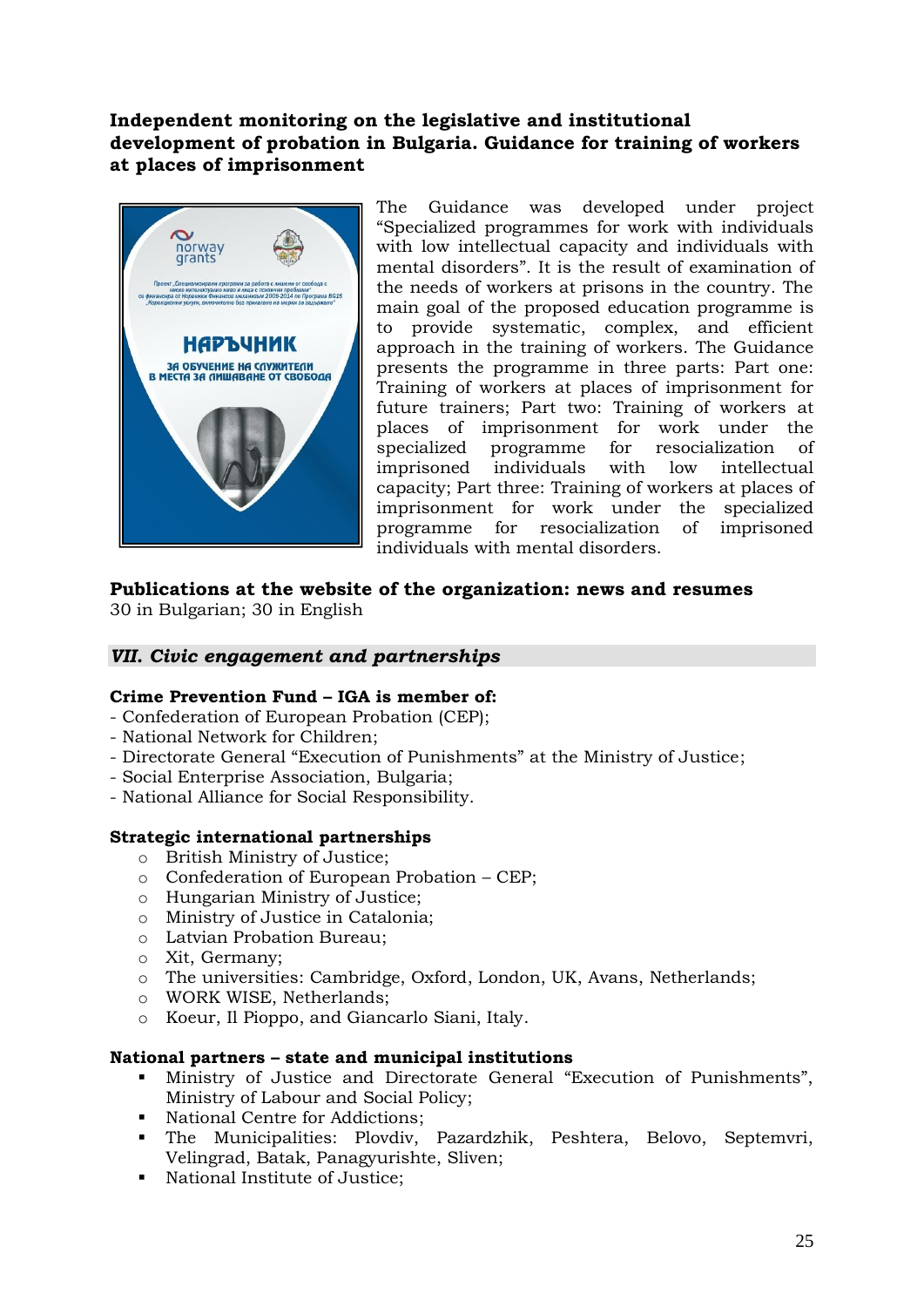**Independent monitoring on the legislative and institutional development of probation in Bulgaria. Guidance for training of workers at places of imprisonment**

The Guidance was developed under project "Specialized programmes for work with individuals with low intellectual capacity and individuals with mental disorders". It is the result of examination of the needs of workers at prisons in the country. The main goal of the proposed education programme is to provide systematic, complex, and efficient approach in the training of workers. The Guidance presents the programme in three parts: Part one: Training of workers at places of imprisonment for future trainers; Part two: Training of workers at places of imprisonment for work under the specialized programme for resocialization of imprisoned individuals with low intellectual capacity; Part three: Training of workers at places of imprisonment for work under the specialized programme for resocialization of imprisoned individuals with mental disorders.

**Publications at the website of the organization: news and resumes**
30 in Bulgarian; 30 in English

## *VII. Civic engagement and partnerships*

**Crime Prevention Fund – IGA is member of:**

- Confederation of European Probation (CEP);
- National Network for Children;
- Directorate General "Execution of Punishments" at the Ministry of Justice;
- Social Enterprise Association, Bulgaria;
- National Alliance for Social Responsibility.

**Strategic international partnerships**

- British Ministry of Justice;
- Confederation of European Probation – CEP;
- Hungarian Ministry of Justice;
- Ministry of Justice in Catalonia;
- Latvian Probation Bureau;
- Xit, Germany;
- The universities: Cambridge, Oxford, London, UK, Avans, Netherlands;
- WORK WISE, Netherlands;
- Koeur, Il Pioppo, and Giancarlo Siani, Italy.

**National partners – state and municipal institutions**

- Ministry of Justice and Directorate General "Execution of Punishments", Ministry of Labour and Social Policy;
- National Centre for Addictions;
- The Municipalities: Plovdiv, Pazardzhik, Peshtera, Belovo, Septemvri, Velingrad, Batak, Panagyurishte, Sliven;
- National Institute of Justice;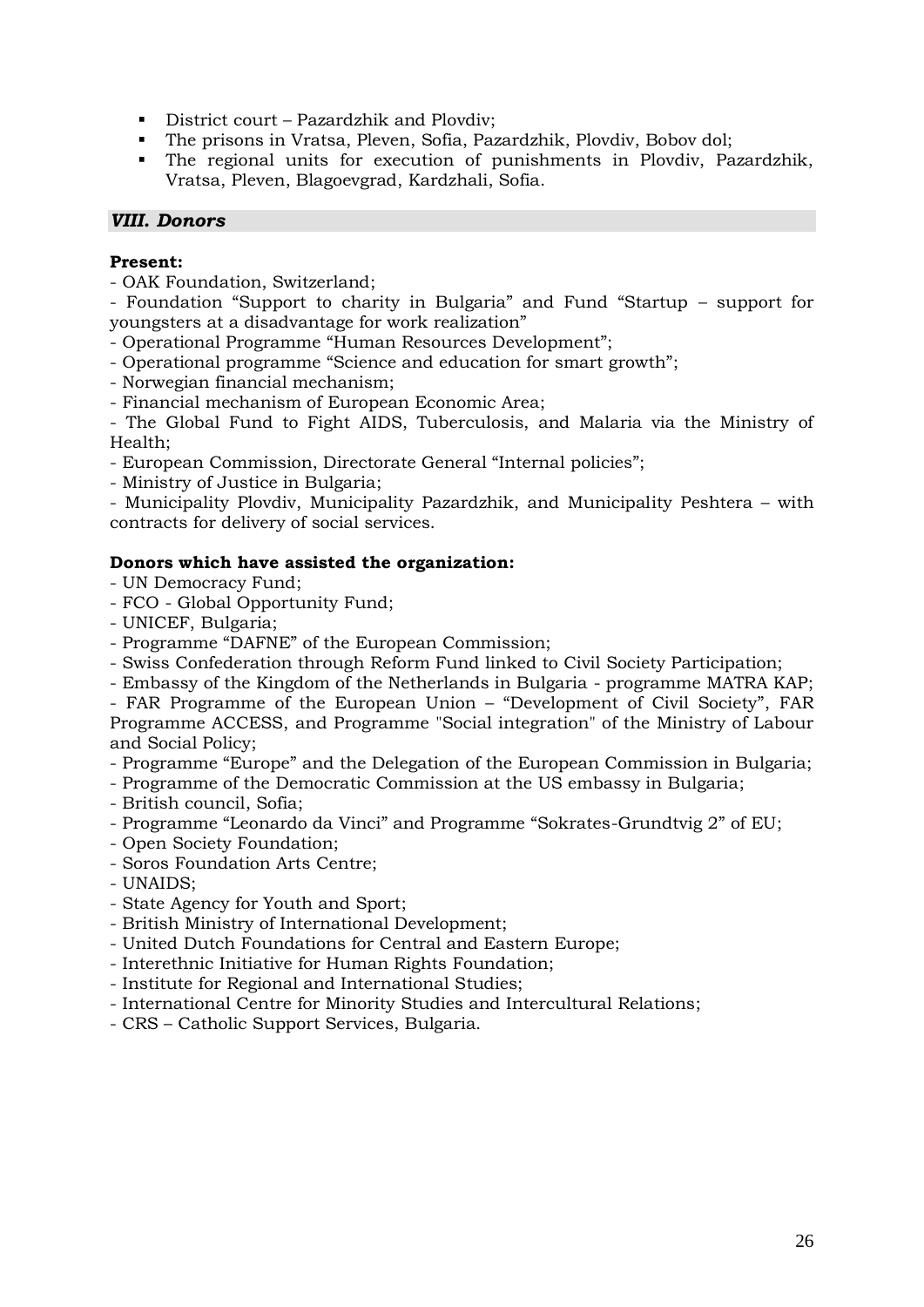- District court – Pazardzhik and Plovdiv;
- The prisons in Vratsa, Pleven, Sofia, Pazardzhik, Plovdiv, Bobov dol;
- The regional units for execution of punishments in Plovdiv, Pazardzhik, Vratsa, Pleven, Blagoevgrad, Kardzhali, Sofia.

## *VIII. Donors*

**Present:**

- OAK Foundation, Switzerland;
- Foundation “Support to charity in Bulgaria” and Fund “Startup – support for youngsters at a disadvantage for work realization”
- Operational Programme “Human Resources Development”;
- Operational programme “Science and education for smart growth”;
- Norwegian financial mechanism;
- Financial mechanism of European Economic Area;
- The Global Fund to Fight AIDS, Tuberculosis, and Malaria via the Ministry of Health;
- European Commission, Directorate General “Internal policies”;
- Ministry of Justice in Bulgaria;
- Municipality Plovdiv, Municipality Pazardzhik, and Municipality Peshtera – with contracts for delivery of social services.

**Donors which have assisted the organization:**

- UN Democracy Fund;
- FCO - Global Opportunity Fund;
- UNICEF, Bulgaria;
- Programme “DAFNE” of the European Commission;
- Swiss Confederation through Reform Fund linked to Civil Society Participation;
- Embassy of the Kingdom of the Netherlands in Bulgaria - programme MATRA KAP;
- FAR Programme of the European Union – “Development of Civil Society”, FAR Programme ACCESS, and Programme "Social integration" of the Ministry of Labour and Social Policy;
- Programme “Europe” and the Delegation of the European Commission in Bulgaria;
- Programme of the Democratic Commission at the US embassy in Bulgaria;
- British council, Sofia;
- Programme “Leonardo da Vinci” and Programme “Sokrates-Grundtvig 2” of EU;
- Open Society Foundation;
- Soros Foundation Arts Centre;
- UNAIDS;
- State Agency for Youth and Sport;
- British Ministry of International Development;
- United Dutch Foundations for Central and Eastern Europe;
- Interethnic Initiative for Human Rights Foundation;
- Institute for Regional and International Studies;
- International Centre for Minority Studies and Intercultural Relations;
- CRS – Catholic Support Services, Bulgaria.